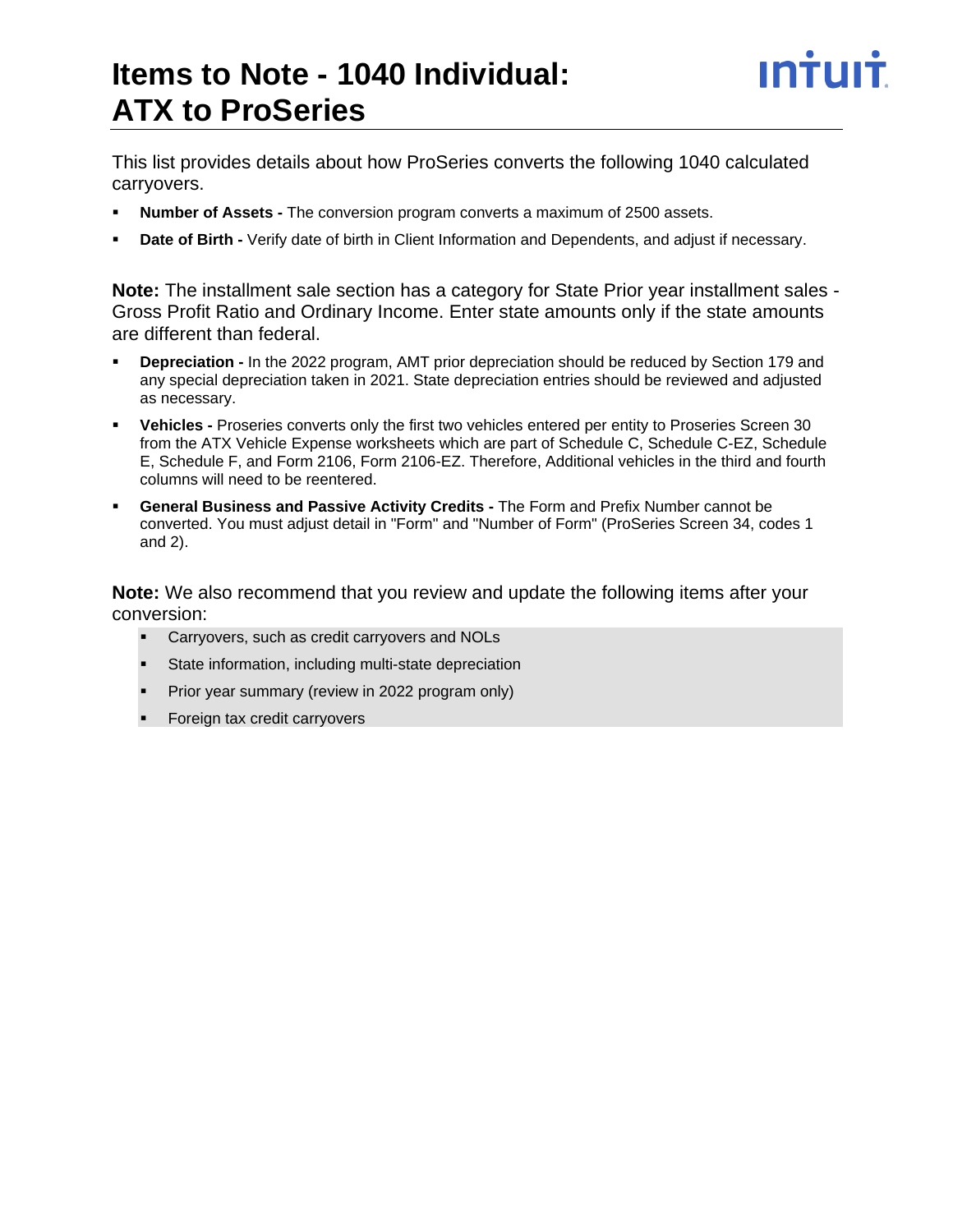# Items to Note - 1040 Individual: ATX to ProSeries

This list provides details about how ProSeries converts the following 1040 calculated carryovers.

- **Number of Assets -** The conversion program converts a maximum of 2500 assets.
- **Date of Birth -** Verify date of birth in Client Information and Dependents, and adjust if necessary.

**Note:** The installment sale section has a category for State Prior year installment sales - Gross Profit Ratio and Ordinary Income. Enter state amounts only if the state amounts are different than federal.

- **Depreciation -** In the 2022 program, AMT prior depreciation should be reduced by Section 179 and any special depreciation taken in 2021. State depreciation entries should be reviewed and adjusted as necessary.
- **Vehicles -** Proseries converts only the first two vehicles entered per entity to Proseries Screen 30 from the ATX Vehicle Expense worksheets which are part of Schedule C, Schedule C-EZ, Schedule E, Schedule F, and Form 2106, Form 2106-EZ. Therefore, Additional vehicles in the third and fourth columns will need to be reentered.
- **General Business and Passive Activity Credits -** The Form and Prefix Number cannot be converted. You must adjust detail in "Form" and "Number of Form" (ProSeries Screen 34, codes 1 and 2).

**Note:** We also recommend that you review and update the following items after your conversion:

- Carryovers, such as credit carryovers and NOLs
- State information, including multi-state depreciation
- Prior year summary (review in 2022 program only)
- Foreign tax credit carryovers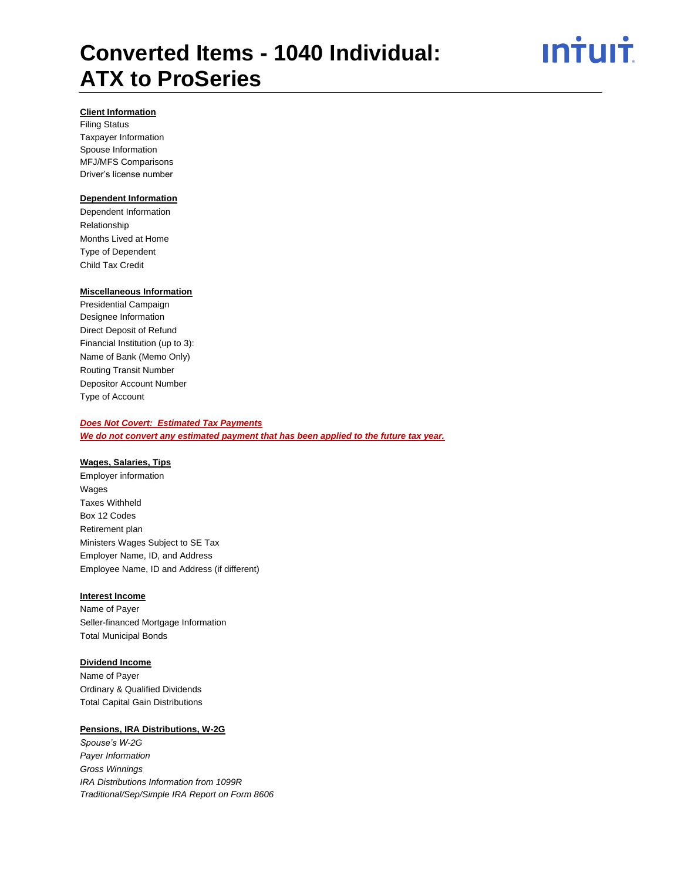# Converted Items - 1040 Individual: ATX to ProSeries

**Client Information**

Filing Status
Taxpayer Information
Spouse Information
MFJ/MFS Comparisons
Driver's license number

**Dependent Information**

Dependent Information
Relationship
Months Lived at Home
Type of Dependent
Child Tax Credit

**Miscellaneous Information**

Presidential Campaign
Designee Information
Direct Deposit of Refund
Financial Institution (up to 3):
Name of Bank (Memo Only)
Routing Transit Number
Depositor Account Number
Type of Account

***Does Not Covert: Estimated Tax Payments***
***We do not convert any estimated payment that has been applied to the future tax year.***

**Wages, Salaries, Tips**

Employer information
Wages
Taxes Withheld
Box 12 Codes
Retirement plan
Ministers Wages Subject to SE Tax
Employer Name, ID, and Address
Employee Name, ID and Address (if different)

**Interest Income**

Name of Payer
Seller-financed Mortgage Information
Total Municipal Bonds

**Dividend Income**

Name of Payer
Ordinary & Qualified Dividends
Total Capital Gain Distributions

**Pensions, IRA Distributions, W-2G**

*Spouse's W-2G*
*Payer Information*
*Gross Winnings*
*IRA Distributions Information from 1099R*
*Traditional/Sep/Simple IRA Report on Form 8606*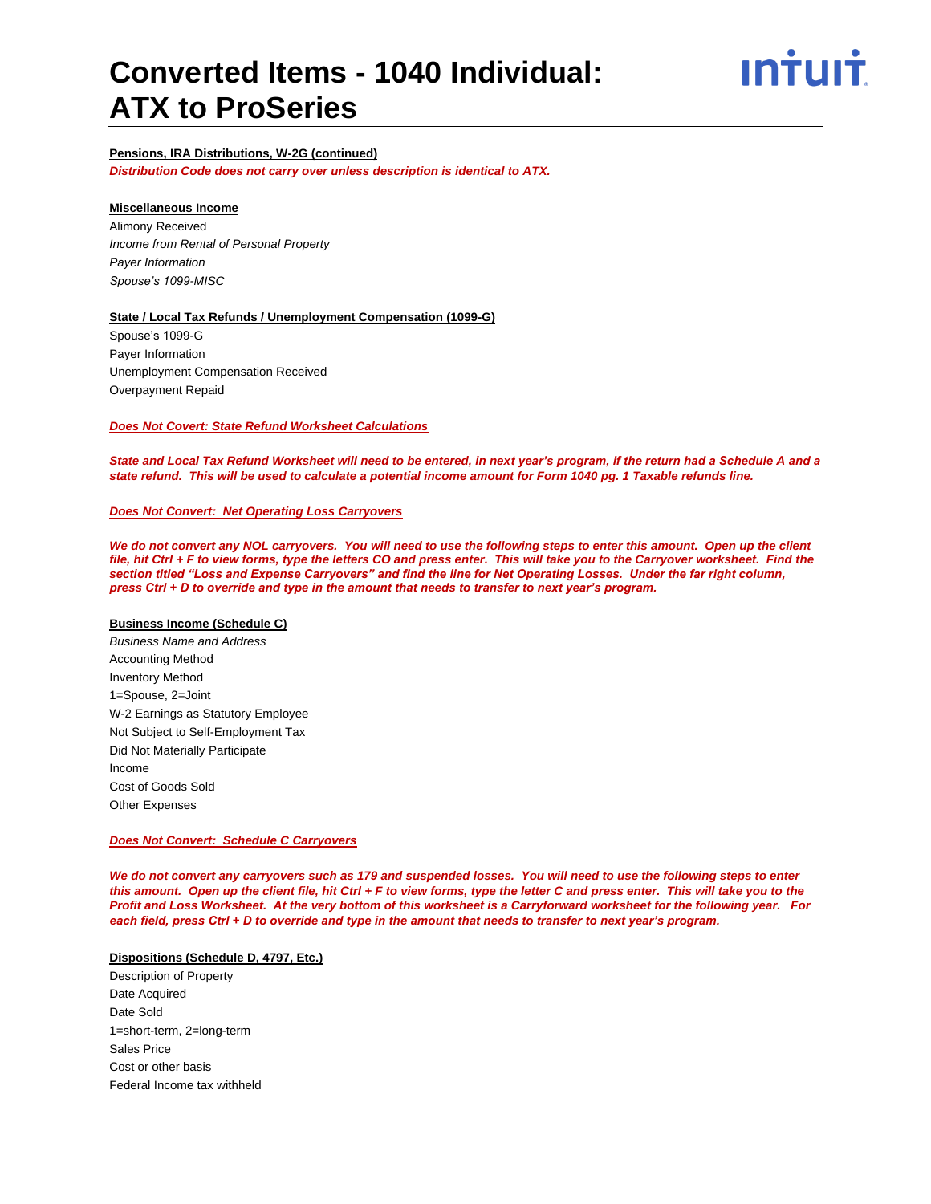# Converted Items - 1040 Individual: ATX to ProSeries

**Pensions, IRA Distributions, W-2G (continued)**

***Distribution Code does not carry over unless description is identical to ATX.***

**Miscellaneous Income**

Alimony Received
*Income from Rental of Personal Property*
*Payer Information*
*Spouse's 1099-MISC*

**State / Local Tax Refunds / Unemployment Compensation (1099-G)**

Spouse's 1099-G
Payer Information
Unemployment Compensation Received
Overpayment Repaid

***Does Not Covert: State Refund Worksheet Calculations***

***State and Local Tax Refund Worksheet will need to be entered, in next year's program, if the return had a Schedule A and a state refund. This will be used to calculate a potential income amount for Form 1040 pg. 1 Taxable refunds line.***

***Does Not Convert: Net Operating Loss Carryovers***

***We do not convert any NOL carryovers. You will need to use the following steps to enter this amount. Open up the client file, hit Ctrl + F to view forms, type the letters CO and press enter. This will take you to the Carryover worksheet. Find the section titled "Loss and Expense Carryovers" and find the line for Net Operating Losses. Under the far right column, press Ctrl + D to override and type in the amount that needs to transfer to next year's program.***

**Business Income (Schedule C)**

*Business Name and Address*
Accounting Method
Inventory Method
1=Spouse, 2=Joint
W-2 Earnings as Statutory Employee
Not Subject to Self-Employment Tax
Did Not Materially Participate
Income
Cost of Goods Sold
Other Expenses

***Does Not Convert: Schedule C Carryovers***

***We do not convert any carryovers such as 179 and suspended losses. You will need to use the following steps to enter this amount. Open up the client file, hit Ctrl + F to view forms, type the letter C and press enter. This will take you to the Profit and Loss Worksheet. At the very bottom of this worksheet is a Carryforward worksheet for the following year. For each field, press Ctrl + D to override and type in the amount that needs to transfer to next year's program.***

**Dispositions (Schedule D, 4797, Etc.)**

Description of Property
Date Acquired
Date Sold
1=short-term, 2=long-term
Sales Price
Cost or other basis
Federal Income tax withheld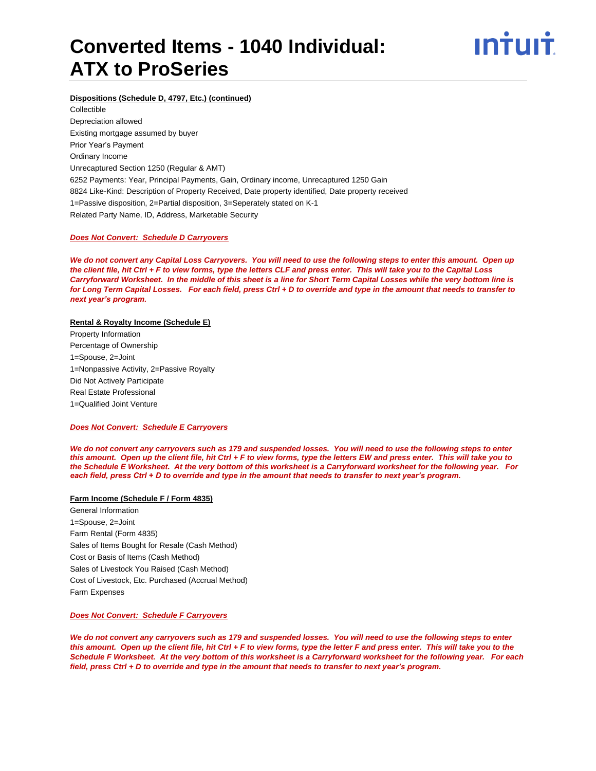# Converted Items - 1040 Individual: ATX to ProSeries

**Dispositions (Schedule D, 4797, Etc.) (continued)**

Collectible
Depreciation allowed
Existing mortgage assumed by buyer
Prior Year's Payment
Ordinary Income
Unrecaptured Section 1250 (Regular & AMT)
6252 Payments: Year, Principal Payments, Gain, Ordinary income, Unrecaptured 1250 Gain
8824 Like-Kind: Description of Property Received, Date property identified, Date property received
1=Passive disposition, 2=Partial disposition, 3=Seperately stated on K-1
Related Party Name, ID, Address, Marketable Security

***Does Not Convert: Schedule D Carryovers***

***We do not convert any Capital Loss Carryovers. You will need to use the following steps to enter this amount. Open up the client file, hit Ctrl + F to view forms, type the letters CLF and press enter. This will take you to the Capital Loss Carryforward Worksheet. In the middle of this sheet is a line for Short Term Capital Losses while the very bottom line is for Long Term Capital Losses. For each field, press Ctrl + D to override and type in the amount that needs to transfer to next year's program.***

**Rental & Royalty Income (Schedule E)**

Property Information
Percentage of Ownership
1=Spouse, 2=Joint
1=Nonpassive Activity, 2=Passive Royalty
Did Not Actively Participate
Real Estate Professional
1=Qualified Joint Venture

***Does Not Convert: Schedule E Carryovers***

***We do not convert any carryovers such as 179 and suspended losses. You will need to use the following steps to enter this amount. Open up the client file, hit Ctrl + F to view forms, type the letters EW and press enter. This will take you to the Schedule E Worksheet. At the very bottom of this worksheet is a Carryforward worksheet for the following year. For each field, press Ctrl + D to override and type in the amount that needs to transfer to next year's program.***

**Farm Income (Schedule F / Form 4835)**

General Information
1=Spouse, 2=Joint
Farm Rental (Form 4835)
Sales of Items Bought for Resale (Cash Method)
Cost or Basis of Items (Cash Method)
Sales of Livestock You Raised (Cash Method)
Cost of Livestock, Etc. Purchased (Accrual Method)
Farm Expenses

***Does Not Convert: Schedule F Carryovers***

***We do not convert any carryovers such as 179 and suspended losses. You will need to use the following steps to enter this amount. Open up the client file, hit Ctrl + F to view forms, type the letter F and press enter. This will take you to the Schedule F Worksheet. At the very bottom of this worksheet is a Carryforward worksheet for the following year. For each field, press Ctrl + D to override and type in the amount that needs to transfer to next year's program.***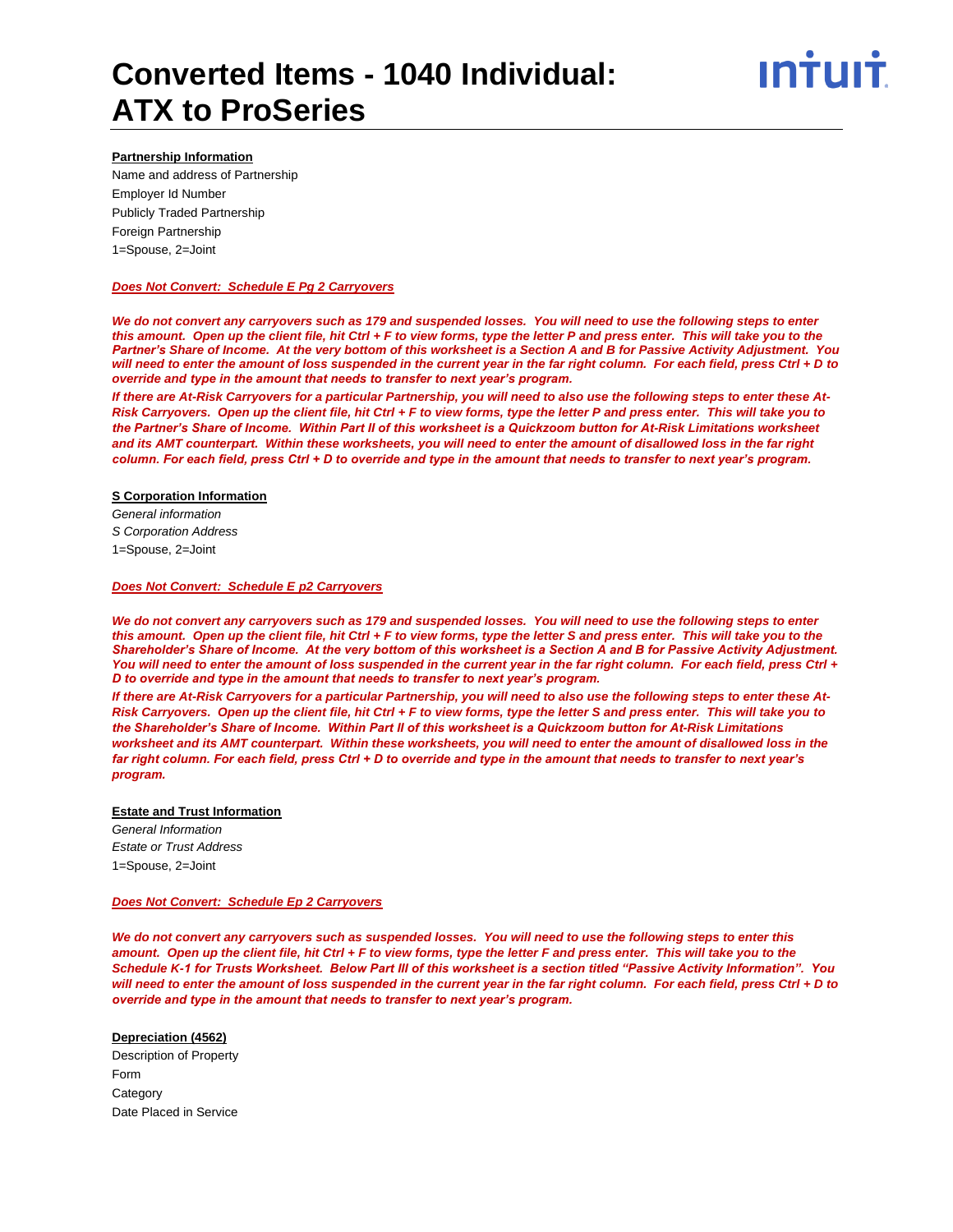# Converted Items - 1040 Individual: ATX to ProSeries

**Partnership Information**

Name and address of Partnership
Employer Id Number
Publicly Traded Partnership
Foreign Partnership
1=Spouse, 2=Joint

***Does Not Convert: Schedule E Pg 2 Carryovers***

***We do not convert any carryovers such as 179 and suspended losses. You will need to use the following steps to enter this amount. Open up the client file, hit Ctrl + F to view forms, type the letter P and press enter. This will take you to the Partner's Share of Income. At the very bottom of this worksheet is a Section A and B for Passive Activity Adjustment. You will need to enter the amount of loss suspended in the current year in the far right column. For each field, press Ctrl + D to override and type in the amount that needs to transfer to next year's program.***

***If there are At-Risk Carryovers for a particular Partnership, you will need to also use the following steps to enter these At-Risk Carryovers. Open up the client file, hit Ctrl + F to view forms, type the letter P and press enter. This will take you to the Partner's Share of Income. Within Part II of this worksheet is a Quickzoom button for At-Risk Limitations worksheet and its AMT counterpart. Within these worksheets, you will need to enter the amount of disallowed loss in the far right column. For each field, press Ctrl + D to override and type in the amount that needs to transfer to next year's program.***

**S Corporation Information**

*General information*
*S Corporation Address*
1=Spouse, 2=Joint

***Does Not Convert: Schedule E p2 Carryovers***

***We do not convert any carryovers such as 179 and suspended losses. You will need to use the following steps to enter this amount. Open up the client file, hit Ctrl + F to view forms, type the letter S and press enter. This will take you to the Shareholder's Share of Income. At the very bottom of this worksheet is a Section A and B for Passive Activity Adjustment. You will need to enter the amount of loss suspended in the current year in the far right column. For each field, press Ctrl + D to override and type in the amount that needs to transfer to next year's program.***

***If there are At-Risk Carryovers for a particular Partnership, you will need to also use the following steps to enter these At-Risk Carryovers. Open up the client file, hit Ctrl + F to view forms, type the letter S and press enter. This will take you to the Shareholder's Share of Income. Within Part II of this worksheet is a Quickzoom button for At-Risk Limitations worksheet and its AMT counterpart. Within these worksheets, you will need to enter the amount of disallowed loss in the far right column. For each field, press Ctrl + D to override and type in the amount that needs to transfer to next year's program.***

**Estate and Trust Information**

*General Information*
*Estate or Trust Address*
1=Spouse, 2=Joint

***Does Not Convert: Schedule Ep 2 Carryovers***

***We do not convert any carryovers such as suspended losses. You will need to use the following steps to enter this amount. Open up the client file, hit Ctrl + F to view forms, type the letter F and press enter. This will take you to the Schedule K-1 for Trusts Worksheet. Below Part III of this worksheet is a section titled "Passive Activity Information". You will need to enter the amount of loss suspended in the current year in the far right column. For each field, press Ctrl + D to override and type in the amount that needs to transfer to next year's program.***

**Depreciation (4562)**

Description of Property
Form
Category
Date Placed in Service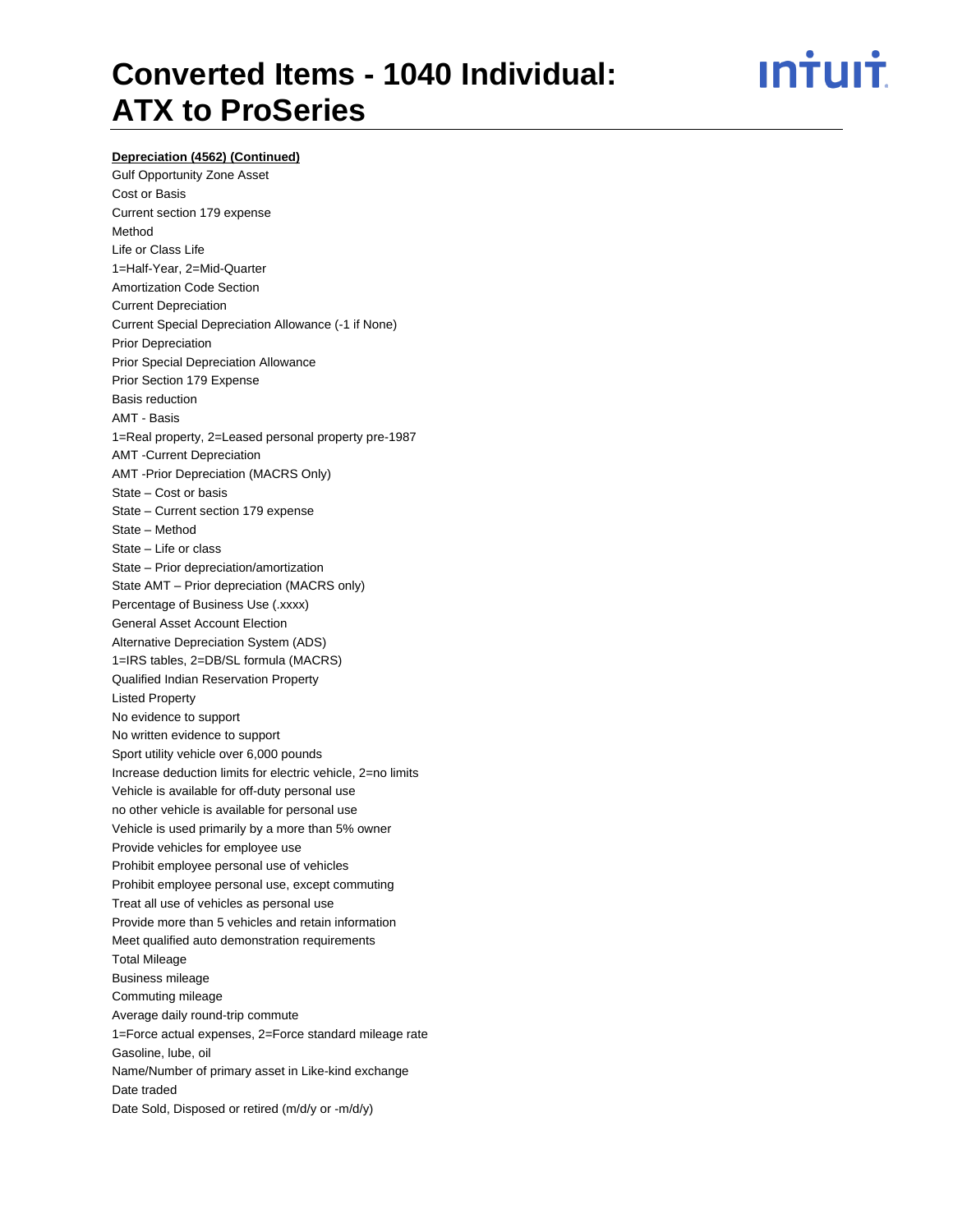# Converted Items - 1040 Individual: ATX to ProSeries

**Depreciation (4562) (Continued)**

Gulf Opportunity Zone Asset
Cost or Basis
Current section 179 expense
Method
Life or Class Life
1=Half-Year, 2=Mid-Quarter
Amortization Code Section
Current Depreciation
Current Special Depreciation Allowance (-1 if None)
Prior Depreciation
Prior Special Depreciation Allowance
Prior Section 179 Expense
Basis reduction
AMT - Basis
1=Real property, 2=Leased personal property pre-1987
AMT -Current Depreciation
AMT -Prior Depreciation (MACRS Only)
State – Cost or basis
State – Current section 179 expense
State – Method
State – Life or class
State – Prior depreciation/amortization
State AMT – Prior depreciation (MACRS only)
Percentage of Business Use (.xxxx)
General Asset Account Election
Alternative Depreciation System (ADS)
1=IRS tables, 2=DB/SL formula (MACRS)
Qualified Indian Reservation Property
Listed Property
No evidence to support
No written evidence to support
Sport utility vehicle over 6,000 pounds
Increase deduction limits for electric vehicle, 2=no limits
Vehicle is available for off-duty personal use
no other vehicle is available for personal use
Vehicle is used primarily by a more than 5% owner
Provide vehicles for employee use
Prohibit employee personal use of vehicles
Prohibit employee personal use, except commuting
Treat all use of vehicles as personal use
Provide more than 5 vehicles and retain information
Meet qualified auto demonstration requirements
Total Mileage
Business mileage
Commuting mileage
Average daily round-trip commute
1=Force actual expenses, 2=Force standard mileage rate
Gasoline, lube, oil
Name/Number of primary asset in Like-kind exchange
Date traded
Date Sold, Disposed or retired (m/d/y or -m/d/y)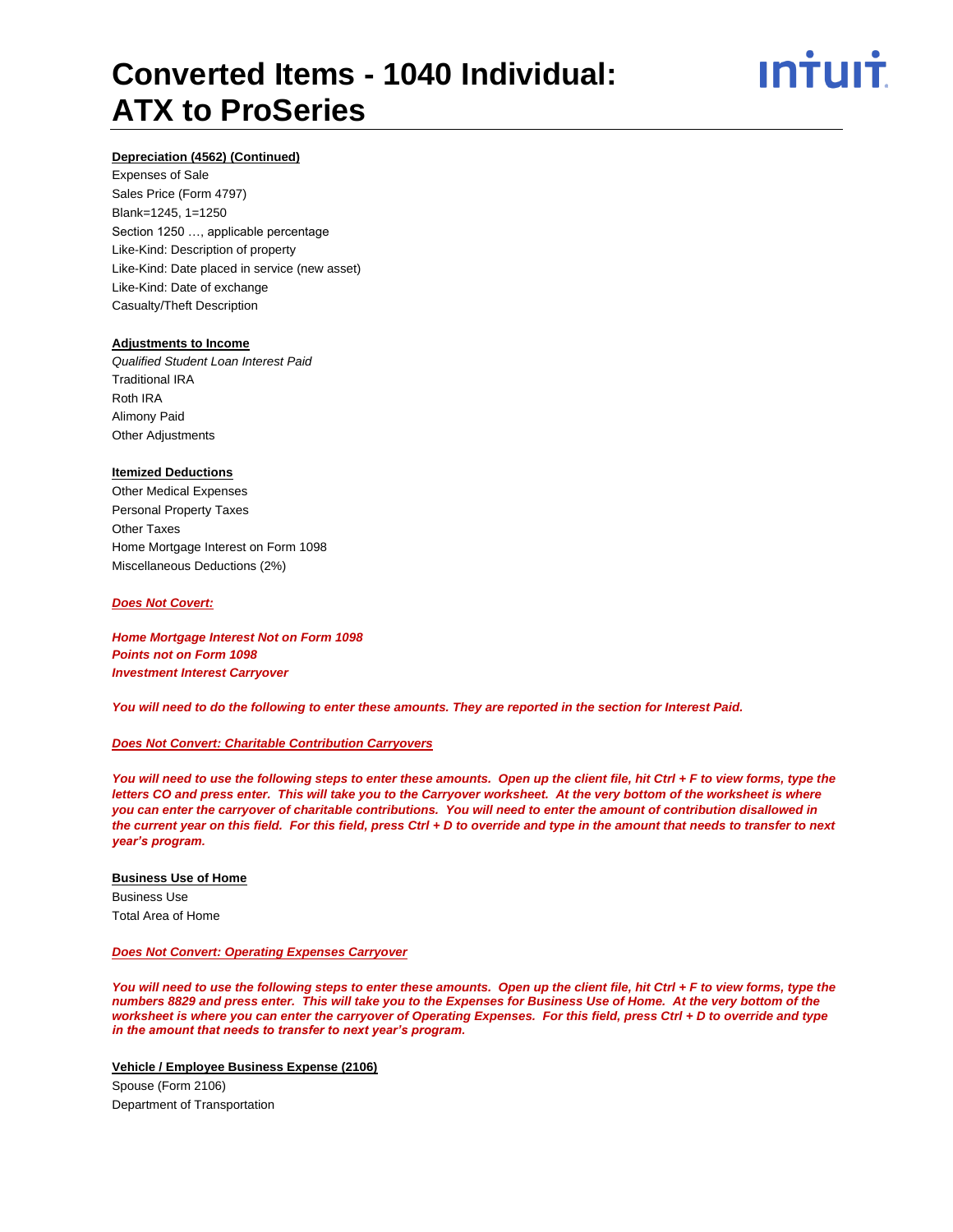# Converted Items - 1040 Individual: ATX to ProSeries

**Depreciation (4562) (Continued)**

Expenses of Sale
Sales Price (Form 4797)
Blank=1245, 1=1250
Section 1250 …, applicable percentage
Like-Kind: Description of property
Like-Kind: Date placed in service (new asset)
Like-Kind: Date of exchange
Casualty/Theft Description

**Adjustments to Income**

*Qualified Student Loan Interest Paid*
Traditional IRA
Roth IRA
Alimony Paid
Other Adjustments

**Itemized Deductions**

Other Medical Expenses
Personal Property Taxes
Other Taxes
Home Mortgage Interest on Form 1098
Miscellaneous Deductions (2%)

***Does Not Covert:***

***Home Mortgage Interest Not on Form 1098***
***Points not on Form 1098***
***Investment Interest Carryover***

***You will need to do the following to enter these amounts. They are reported in the section for Interest Paid.***

***Does Not Convert: Charitable Contribution Carryovers***

***You will need to use the following steps to enter these amounts. Open up the client file, hit Ctrl + F to view forms, type the letters CO and press enter. This will take you to the Carryover worksheet. At the very bottom of the worksheet is where you can enter the carryover of charitable contributions. You will need to enter the amount of contribution disallowed in the current year on this field. For this field, press Ctrl + D to override and type in the amount that needs to transfer to next year's program.***

**Business Use of Home**

Business Use
Total Area of Home

***Does Not Convert: Operating Expenses Carryover***

***You will need to use the following steps to enter these amounts. Open up the client file, hit Ctrl + F to view forms, type the numbers 8829 and press enter. This will take you to the Expenses for Business Use of Home. At the very bottom of the worksheet is where you can enter the carryover of Operating Expenses. For this field, press Ctrl + D to override and type in the amount that needs to transfer to next year's program.***

**Vehicle / Employee Business Expense (2106)**

Spouse (Form 2106)
Department of Transportation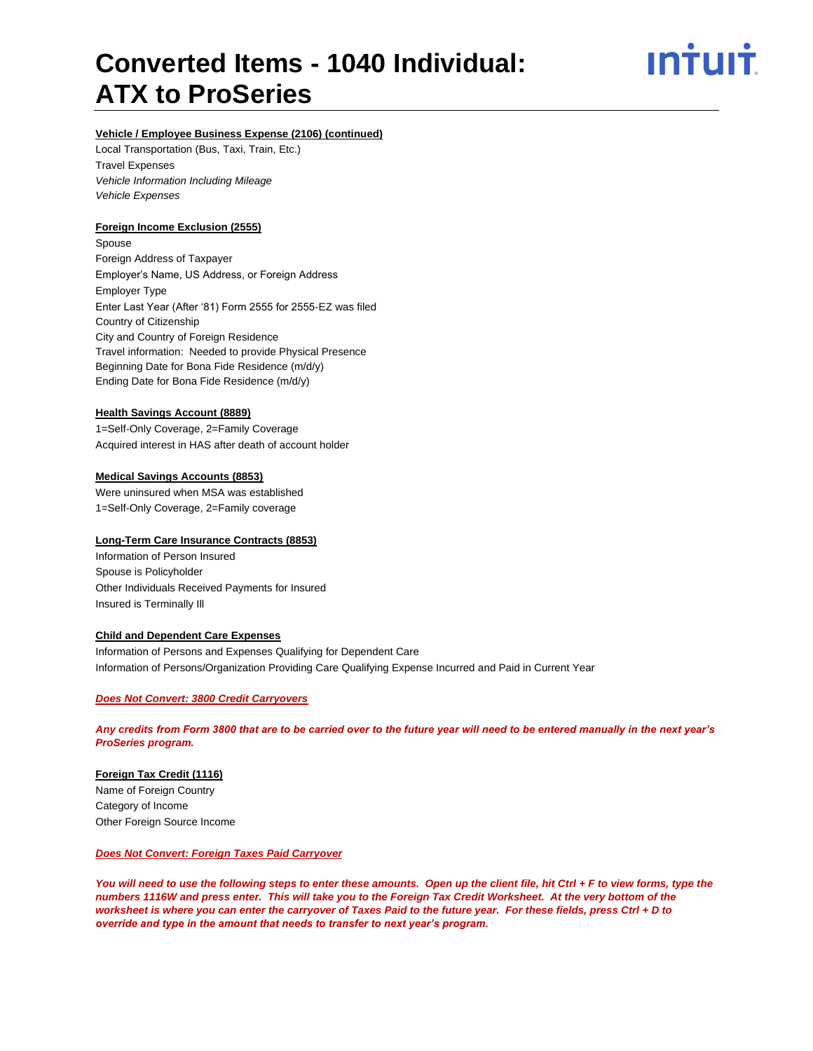# Converted Items - 1040 Individual: ATX to ProSeries

**Vehicle / Employee Business Expense (2106) (continued)**

Local Transportation (Bus, Taxi, Train, Etc.)
Travel Expenses
*Vehicle Information Including Mileage*
*Vehicle Expenses*

**Foreign Income Exclusion (2555)**

Spouse
Foreign Address of Taxpayer
Employer's Name, US Address, or Foreign Address
Employer Type
Enter Last Year (After '81) Form 2555 for 2555-EZ was filed
Country of Citizenship
City and Country of Foreign Residence
Travel information: Needed to provide Physical Presence
Beginning Date for Bona Fide Residence (m/d/y)
Ending Date for Bona Fide Residence (m/d/y)

**Health Savings Account (8889)**

1=Self-Only Coverage, 2=Family Coverage
Acquired interest in HAS after death of account holder

**Medical Savings Accounts (8853)**

Were uninsured when MSA was established
1=Self-Only Coverage, 2=Family coverage

**Long-Term Care Insurance Contracts (8853)**

Information of Person Insured
Spouse is Policyholder
Other Individuals Received Payments for Insured
Insured is Terminally Ill

**Child and Dependent Care Expenses**

Information of Persons and Expenses Qualifying for Dependent Care
Information of Persons/Organization Providing Care Qualifying Expense Incurred and Paid in Current Year

***Does Not Convert: 3800 Credit Carryovers***

***Any credits from Form 3800 that are to be carried over to the future year will need to be entered manually in the next year's ProSeries program.***

**Foreign Tax Credit (1116)**

Name of Foreign Country
Category of Income
Other Foreign Source Income

***Does Not Convert: Foreign Taxes Paid Carryover***

***You will need to use the following steps to enter these amounts. Open up the client file, hit Ctrl + F to view forms, type the numbers 1116W and press enter. This will take you to the Foreign Tax Credit Worksheet. At the very bottom of the worksheet is where you can enter the carryover of Taxes Paid to the future year. For these fields, press Ctrl + D to override and type in the amount that needs to transfer to next year's program.***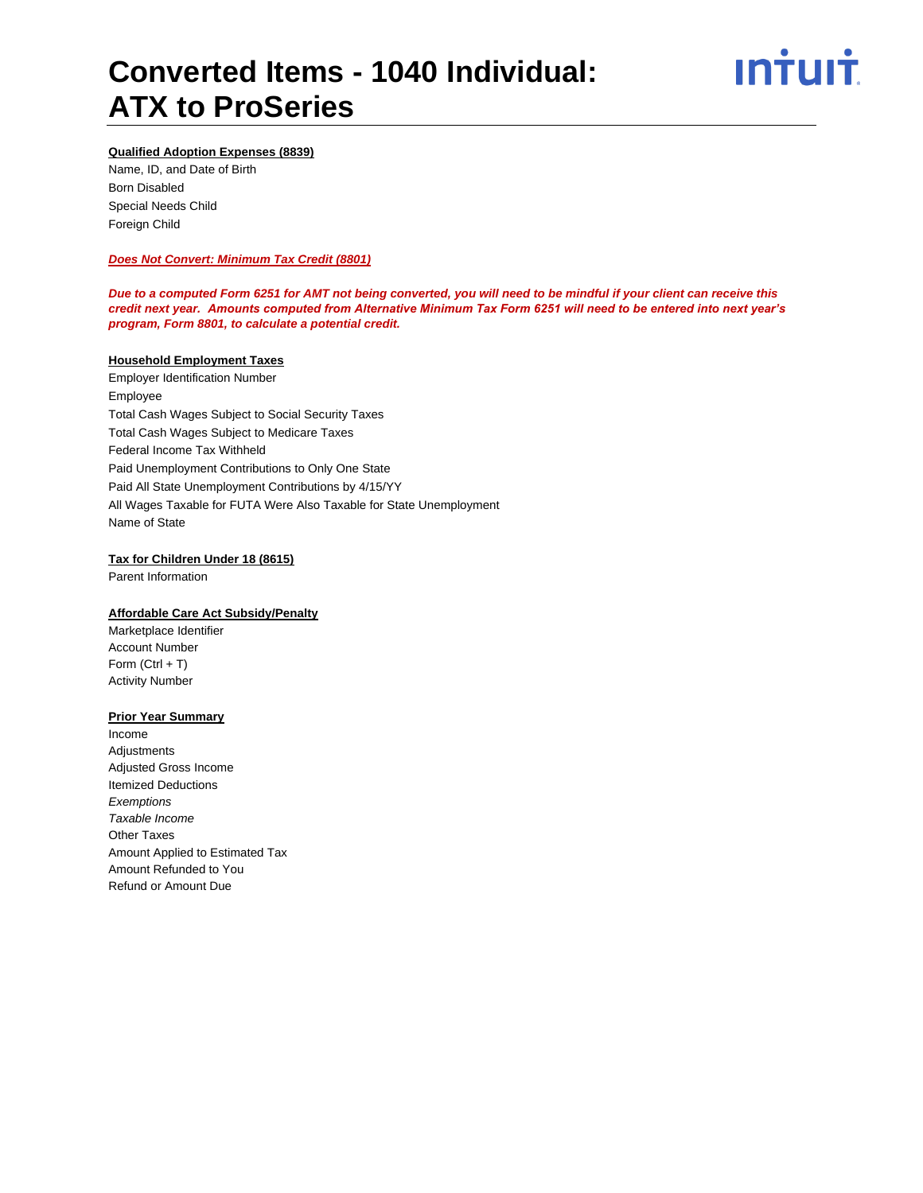# Converted Items - 1040 Individual: ATX to ProSeries

**Qualified Adoption Expenses (8839)**

Name, ID, and Date of Birth
Born Disabled
Special Needs Child
Foreign Child

***Does Not Convert: Minimum Tax Credit (8801)***

***Due to a computed Form 6251 for AMT not being converted, you will need to be mindful if your client can receive this credit next year. Amounts computed from Alternative Minimum Tax Form 6251 will need to be entered into next year's program, Form 8801, to calculate a potential credit.***

**Household Employment Taxes**

Employer Identification Number
Employee
Total Cash Wages Subject to Social Security Taxes
Total Cash Wages Subject to Medicare Taxes
Federal Income Tax Withheld
Paid Unemployment Contributions to Only One State
Paid All State Unemployment Contributions by 4/15/YY
All Wages Taxable for FUTA Were Also Taxable for State Unemployment
Name of State

**Tax for Children Under 18 (8615)**

Parent Information

**Affordable Care Act Subsidy/Penalty**

Marketplace Identifier
Account Number
Form (Ctrl + T)
Activity Number

**Prior Year Summary**

Income
Adjustments
Adjusted Gross Income
Itemized Deductions
*Exemptions*
*Taxable Income*
Other Taxes
Amount Applied to Estimated Tax
Amount Refunded to You
Refund or Amount Due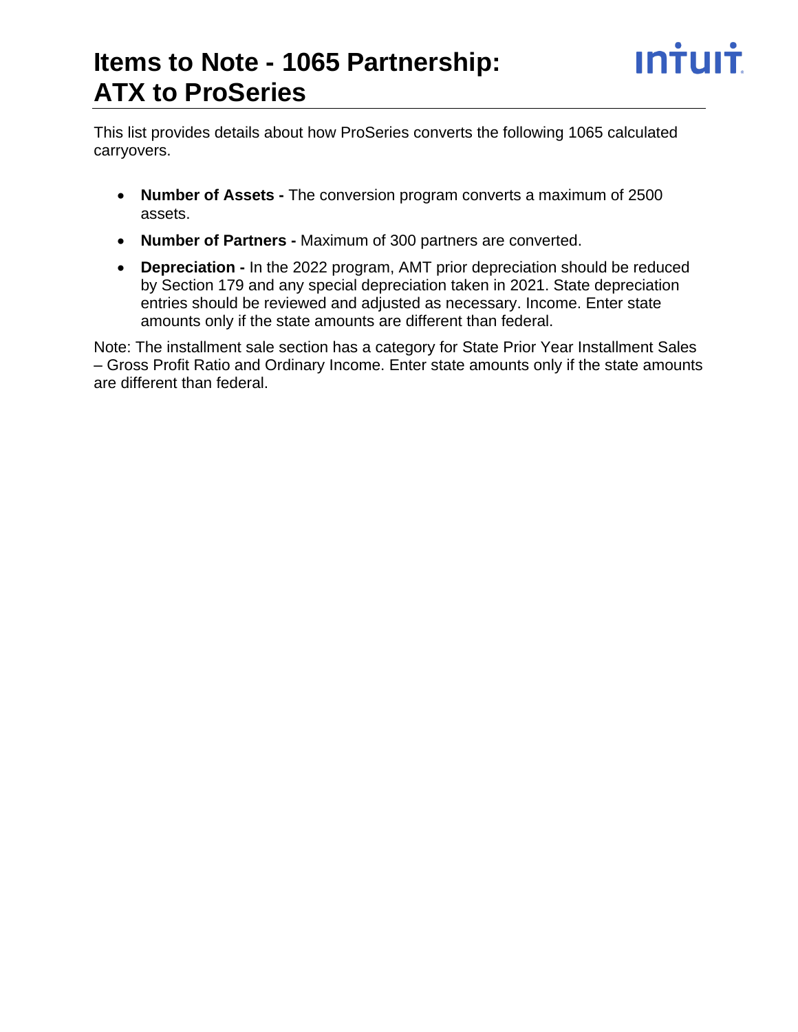# Items to Note - 1065 Partnership: ATX to ProSeries

This list provides details about how ProSeries converts the following 1065 calculated carryovers.

- **Number of Assets -** The conversion program converts a maximum of 2500 assets.
- **Number of Partners -** Maximum of 300 partners are converted.
- **Depreciation -** In the 2022 program, AMT prior depreciation should be reduced by Section 179 and any special depreciation taken in 2021. State depreciation entries should be reviewed and adjusted as necessary. Income. Enter state amounts only if the state amounts are different than federal.

Note: The installment sale section has a category for State Prior Year Installment Sales – Gross Profit Ratio and Ordinary Income. Enter state amounts only if the state amounts are different than federal.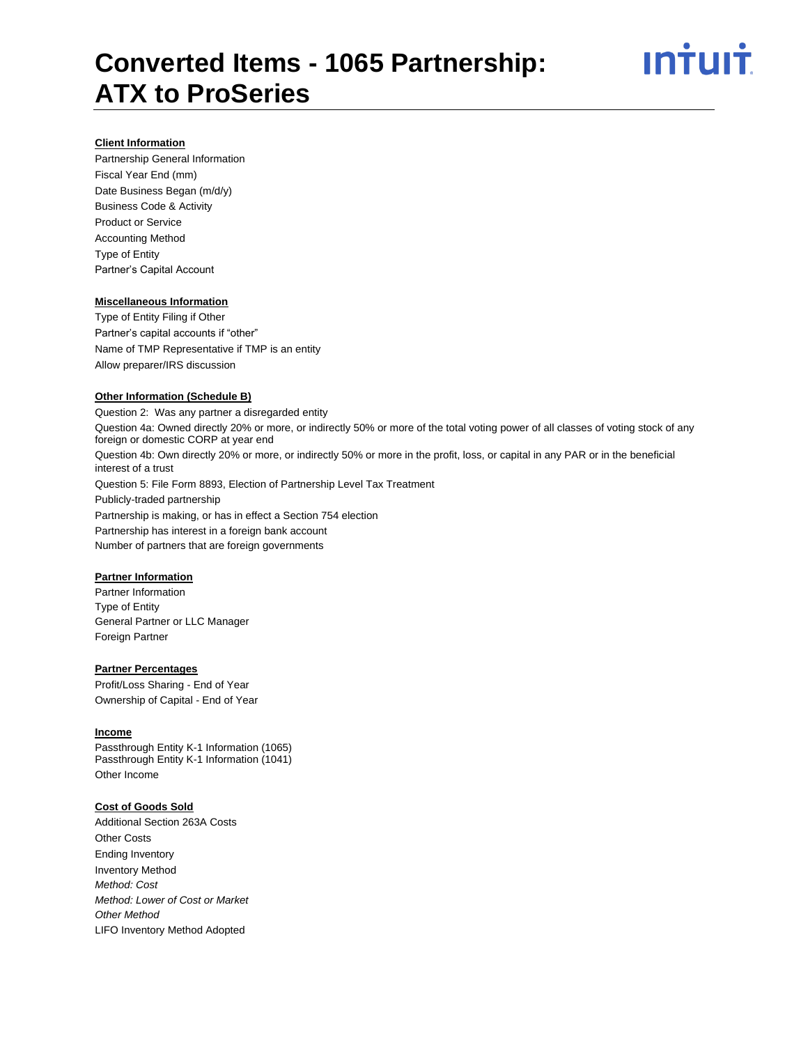# Converted Items - 1065 Partnership: ATX to ProSeries

**Client Information**

Partnership General Information
Fiscal Year End (mm)
Date Business Began (m/d/y)
Business Code & Activity
Product or Service
Accounting Method
Type of Entity
Partner's Capital Account

**Miscellaneous Information**

Type of Entity Filing if Other
Partner's capital accounts if "other"
Name of TMP Representative if TMP is an entity
Allow preparer/IRS discussion

**Other Information (Schedule B)**

Question 2: Was any partner a disregarded entity
Question 4a: Owned directly 20% or more, or indirectly 50% or more of the total voting power of all classes of voting stock of any foreign or domestic CORP at year end
Question 4b: Own directly 20% or more, or indirectly 50% or more in the profit, loss, or capital in any PAR or in the beneficial interest of a trust
Question 5: File Form 8893, Election of Partnership Level Tax Treatment
Publicly-traded partnership
Partnership is making, or has in effect a Section 754 election
Partnership has interest in a foreign bank account
Number of partners that are foreign governments

**Partner Information**

Partner Information
Type of Entity
General Partner or LLC Manager
Foreign Partner

**Partner Percentages**

Profit/Loss Sharing - End of Year
Ownership of Capital - End of Year

**Income**

Passthrough Entity K-1 Information (1065)
Passthrough Entity K-1 Information (1041)
Other Income

**Cost of Goods Sold**

Additional Section 263A Costs
Other Costs
Ending Inventory
Inventory Method
*Method: Cost*
*Method: Lower of Cost or Market*
*Other Method*
LIFO Inventory Method Adopted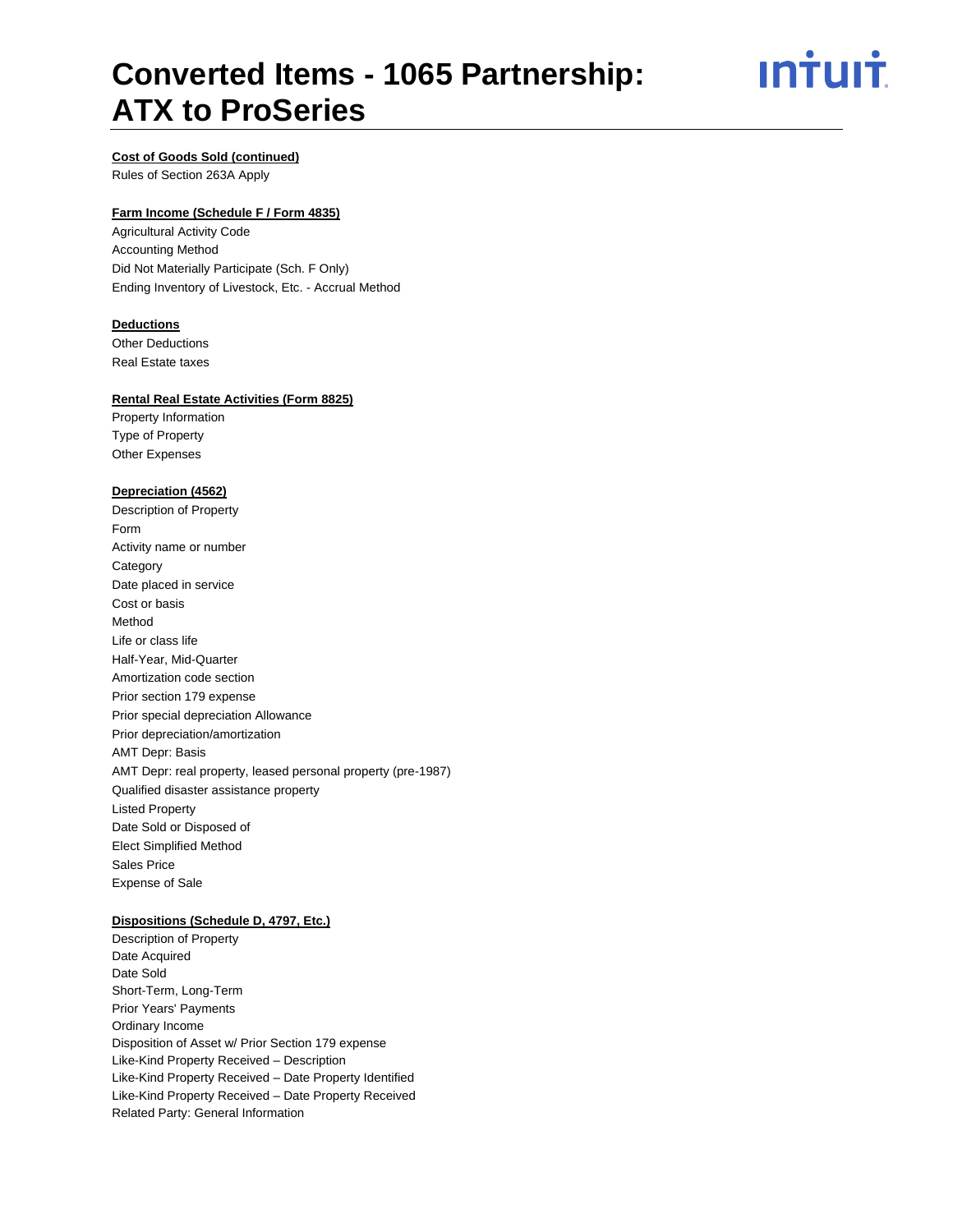# Converted Items - 1065 Partnership: ATX to ProSeries

**Cost of Goods Sold (continued)**

Rules of Section 263A Apply

**Farm Income (Schedule F / Form 4835)**

Agricultural Activity Code
Accounting Method
Did Not Materially Participate (Sch. F Only)
Ending Inventory of Livestock, Etc. - Accrual Method

**Deductions**

Other Deductions
Real Estate taxes

**Rental Real Estate Activities (Form 8825)**

Property Information
Type of Property
Other Expenses

**Depreciation (4562)**

Description of Property
Form
Activity name or number
Category
Date placed in service
Cost or basis
Method
Life or class life
Half-Year, Mid-Quarter
Amortization code section
Prior section 179 expense
Prior special depreciation Allowance
Prior depreciation/amortization
AMT Depr: Basis
AMT Depr: real property, leased personal property (pre-1987)
Qualified disaster assistance property
Listed Property
Date Sold or Disposed of
Elect Simplified Method
Sales Price
Expense of Sale

**Dispositions (Schedule D, 4797, Etc.)**

Description of Property
Date Acquired
Date Sold
Short-Term, Long-Term
Prior Years' Payments
Ordinary Income
Disposition of Asset w/ Prior Section 179 expense
Like-Kind Property Received – Description
Like-Kind Property Received – Date Property Identified
Like-Kind Property Received – Date Property Received
Related Party: General Information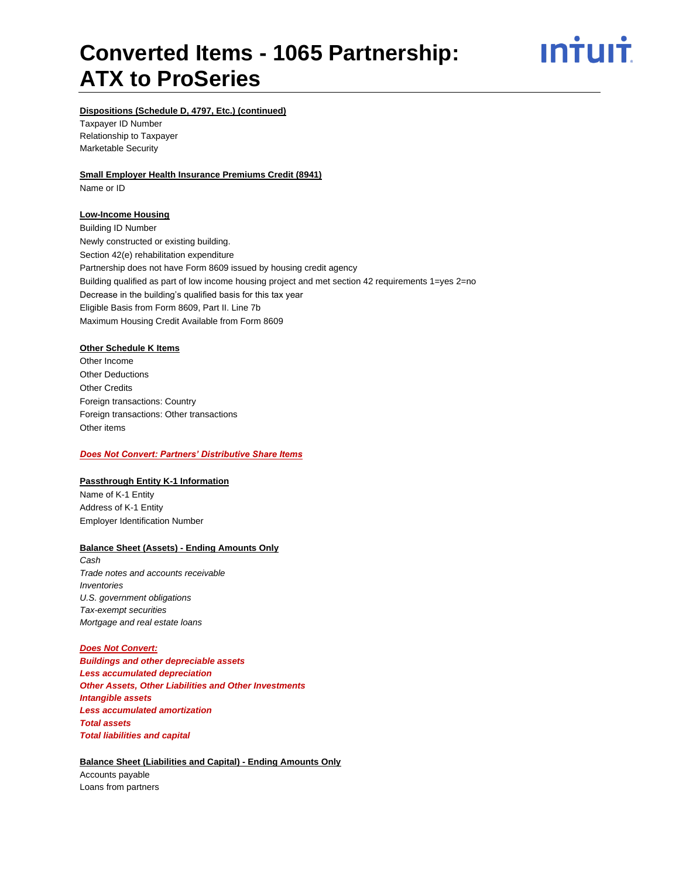# Converted Items - 1065 Partnership: ATX to ProSeries

**Dispositions (Schedule D, 4797, Etc.) (continued)**

Taxpayer ID Number
Relationship to Taxpayer
Marketable Security

**Small Employer Health Insurance Premiums Credit (8941)**

Name or ID

**Low-Income Housing**

Building ID Number
Newly constructed or existing building.
Section 42(e) rehabilitation expenditure
Partnership does not have Form 8609 issued by housing credit agency
Building qualified as part of low income housing project and met section 42 requirements 1=yes 2=no
Decrease in the building's qualified basis for this tax year
Eligible Basis from Form 8609, Part II. Line 7b
Maximum Housing Credit Available from Form 8609

**Other Schedule K Items**

Other Income
Other Deductions
Other Credits
Foreign transactions: Country
Foreign transactions: Other transactions
Other items

***Does Not Convert: Partners' Distributive Share Items***

**Passthrough Entity K-1 Information**

Name of K-1 Entity
Address of K-1 Entity
Employer Identification Number

**Balance Sheet (Assets) - Ending Amounts Only**

*Cash*
*Trade notes and accounts receivable*
*Inventories*
*U.S. government obligations*
*Tax-exempt securities*
*Mortgage and real estate loans*

***Does Not Convert:***
***Buildings and other depreciable assets***
***Less accumulated depreciation***
***Other Assets, Other Liabilities and Other Investments***
***Intangible assets***
***Less accumulated amortization***
***Total assets***
***Total liabilities and capital***

**Balance Sheet (Liabilities and Capital) - Ending Amounts Only**

Accounts payable
Loans from partners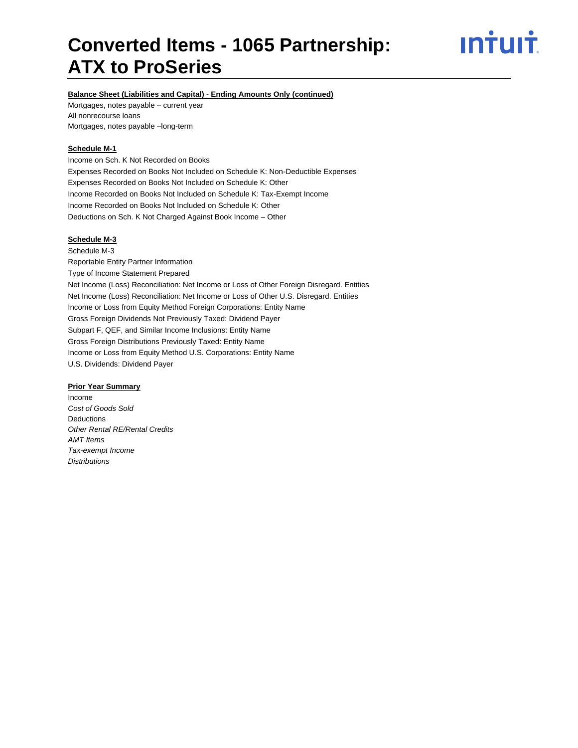# Converted Items - 1065 Partnership: ATX to ProSeries

**Balance Sheet (Liabilities and Capital) - Ending Amounts Only (continued)**

Mortgages, notes payable – current year
All nonrecourse loans
Mortgages, notes payable –long-term

**Schedule M-1**

Income on Sch. K Not Recorded on Books
Expenses Recorded on Books Not Included on Schedule K: Non-Deductible Expenses
Expenses Recorded on Books Not Included on Schedule K: Other
Income Recorded on Books Not Included on Schedule K: Tax-Exempt Income
Income Recorded on Books Not Included on Schedule K: Other
Deductions on Sch. K Not Charged Against Book Income – Other

**Schedule M-3**

Schedule M-3
Reportable Entity Partner Information
Type of Income Statement Prepared
Net Income (Loss) Reconciliation: Net Income or Loss of Other Foreign Disregard. Entities
Net Income (Loss) Reconciliation: Net Income or Loss of Other U.S. Disregard. Entities
Income or Loss from Equity Method Foreign Corporations: Entity Name
Gross Foreign Dividends Not Previously Taxed: Dividend Payer
Subpart F, QEF, and Similar Income Inclusions: Entity Name
Gross Foreign Distributions Previously Taxed: Entity Name
Income or Loss from Equity Method U.S. Corporations: Entity Name
U.S. Dividends: Dividend Payer

**Prior Year Summary**

Income
*Cost of Goods Sold*
Deductions
*Other Rental RE/Rental Credits*
*AMT Items*
*Tax-exempt Income*
*Distributions*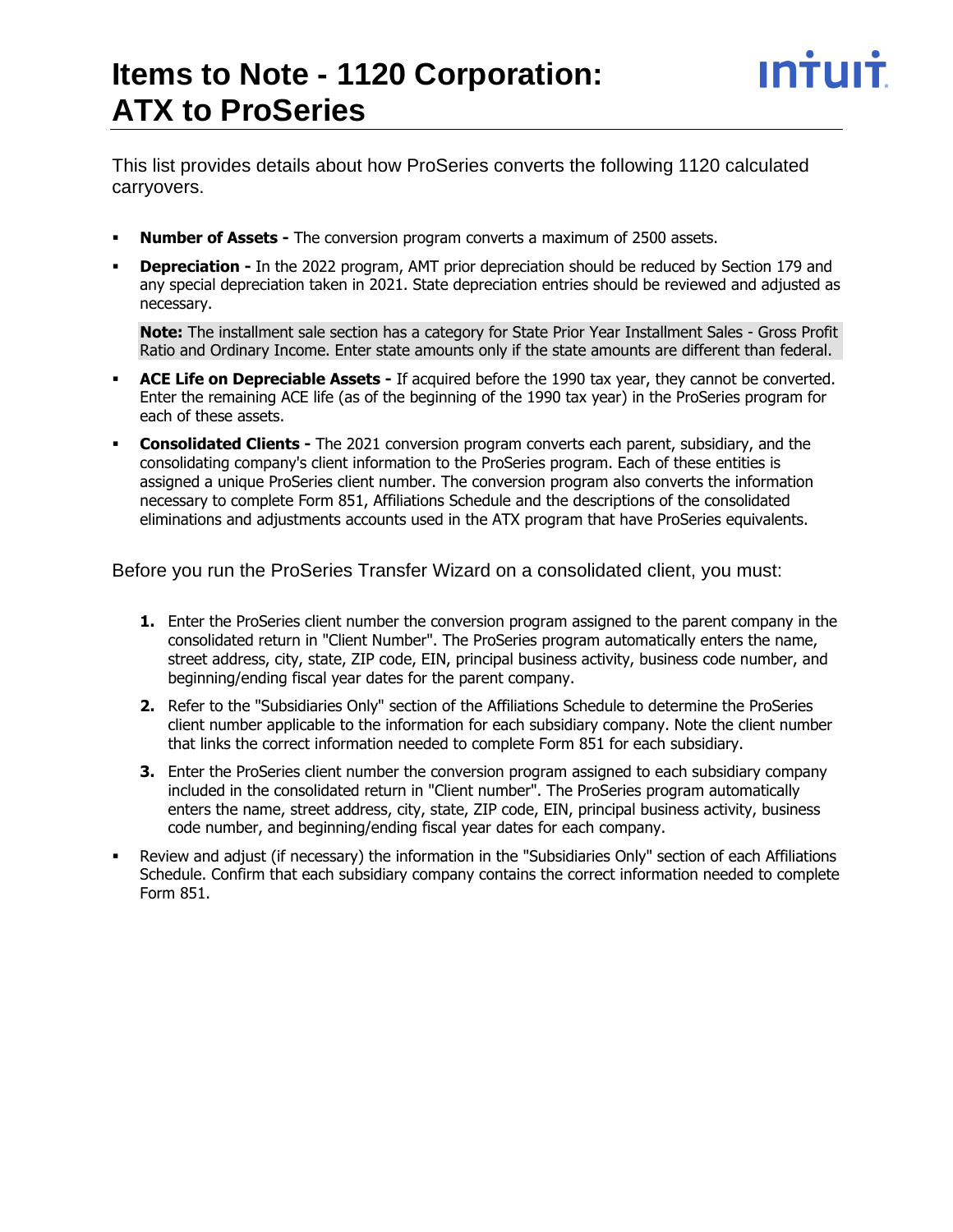# Items to Note - 1120 Corporation: ATX to ProSeries

This list provides details about how ProSeries converts the following 1120 calculated carryovers.

- **Number of Assets -** The conversion program converts a maximum of 2500 assets.
- **Depreciation -** In the 2022 program, AMT prior depreciation should be reduced by Section 179 and any special depreciation taken in 2021. State depreciation entries should be reviewed and adjusted as necessary.

  **Note:** The installment sale section has a category for State Prior Year Installment Sales - Gross Profit Ratio and Ordinary Income. Enter state amounts only if the state amounts are different than federal.

- **ACE Life on Depreciable Assets -** If acquired before the 1990 tax year, they cannot be converted. Enter the remaining ACE life (as of the beginning of the 1990 tax year) in the ProSeries program for each of these assets.
- **Consolidated Clients -** The 2021 conversion program converts each parent, subsidiary, and the consolidating company's client information to the ProSeries program. Each of these entities is assigned a unique ProSeries client number. The conversion program also converts the information necessary to complete Form 851, Affiliations Schedule and the descriptions of the consolidated eliminations and adjustments accounts used in the ATX program that have ProSeries equivalents.

Before you run the ProSeries Transfer Wizard on a consolidated client, you must:

1. Enter the ProSeries client number the conversion program assigned to the parent company in the consolidated return in "Client Number". The ProSeries program automatically enters the name, street address, city, state, ZIP code, EIN, principal business activity, business code number, and beginning/ending fiscal year dates for the parent company.
2. Refer to the "Subsidiaries Only" section of the Affiliations Schedule to determine the ProSeries client number applicable to the information for each subsidiary company. Note the client number that links the correct information needed to complete Form 851 for each subsidiary.
3. Enter the ProSeries client number the conversion program assigned to each subsidiary company included in the consolidated return in "Client number". The ProSeries program automatically enters the name, street address, city, state, ZIP code, EIN, principal business activity, business code number, and beginning/ending fiscal year dates for each company.

- Review and adjust (if necessary) the information in the "Subsidiaries Only" section of each Affiliations Schedule. Confirm that each subsidiary company contains the correct information needed to complete Form 851.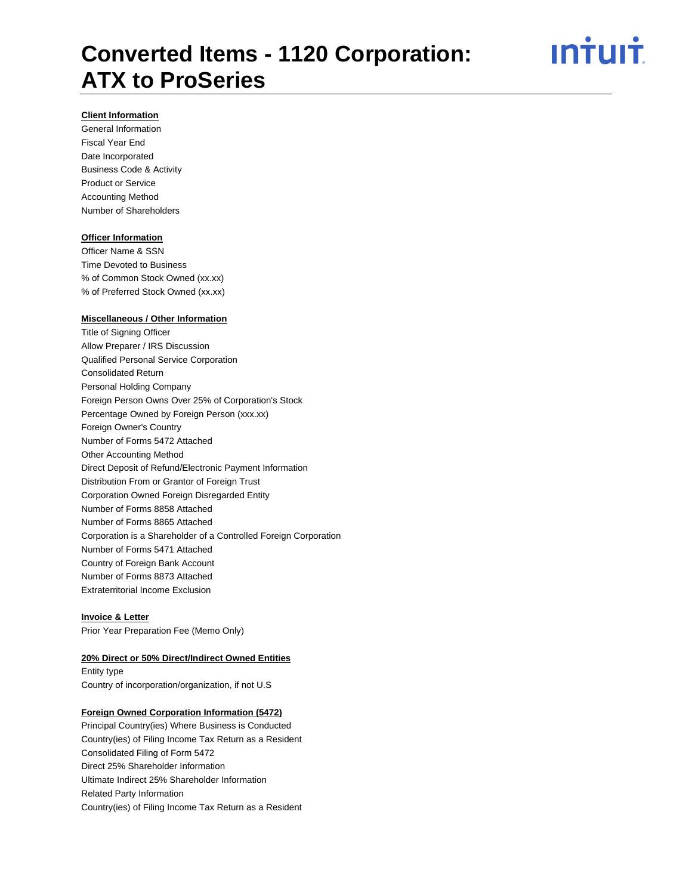# Converted Items - 1120 Corporation: ATX to ProSeries

**Client Information**

General Information
Fiscal Year End
Date Incorporated
Business Code & Activity
Product or Service
Accounting Method
Number of Shareholders

**Officer Information**

Officer Name & SSN
Time Devoted to Business
% of Common Stock Owned (xx.xx)
% of Preferred Stock Owned (xx.xx)

**Miscellaneous / Other Information**

Title of Signing Officer
Allow Preparer / IRS Discussion
Qualified Personal Service Corporation
Consolidated Return
Personal Holding Company
Foreign Person Owns Over 25% of Corporation's Stock
Percentage Owned by Foreign Person (xxx.xx)
Foreign Owner's Country
Number of Forms 5472 Attached
Other Accounting Method
Direct Deposit of Refund/Electronic Payment Information
Distribution From or Grantor of Foreign Trust
Corporation Owned Foreign Disregarded Entity
Number of Forms 8858 Attached
Number of Forms 8865 Attached
Corporation is a Shareholder of a Controlled Foreign Corporation
Number of Forms 5471 Attached
Country of Foreign Bank Account
Number of Forms 8873 Attached
Extraterritorial Income Exclusion

**Invoice & Letter**

Prior Year Preparation Fee (Memo Only)

**20% Direct or 50% Direct/Indirect Owned Entities**

Entity type
Country of incorporation/organization, if not U.S

**Foreign Owned Corporation Information (5472)**

Principal Country(ies) Where Business is Conducted
Country(ies) of Filing Income Tax Return as a Resident
Consolidated Filing of Form 5472
Direct 25% Shareholder Information
Ultimate Indirect 25% Shareholder Information
Related Party Information
Country(ies) of Filing Income Tax Return as a Resident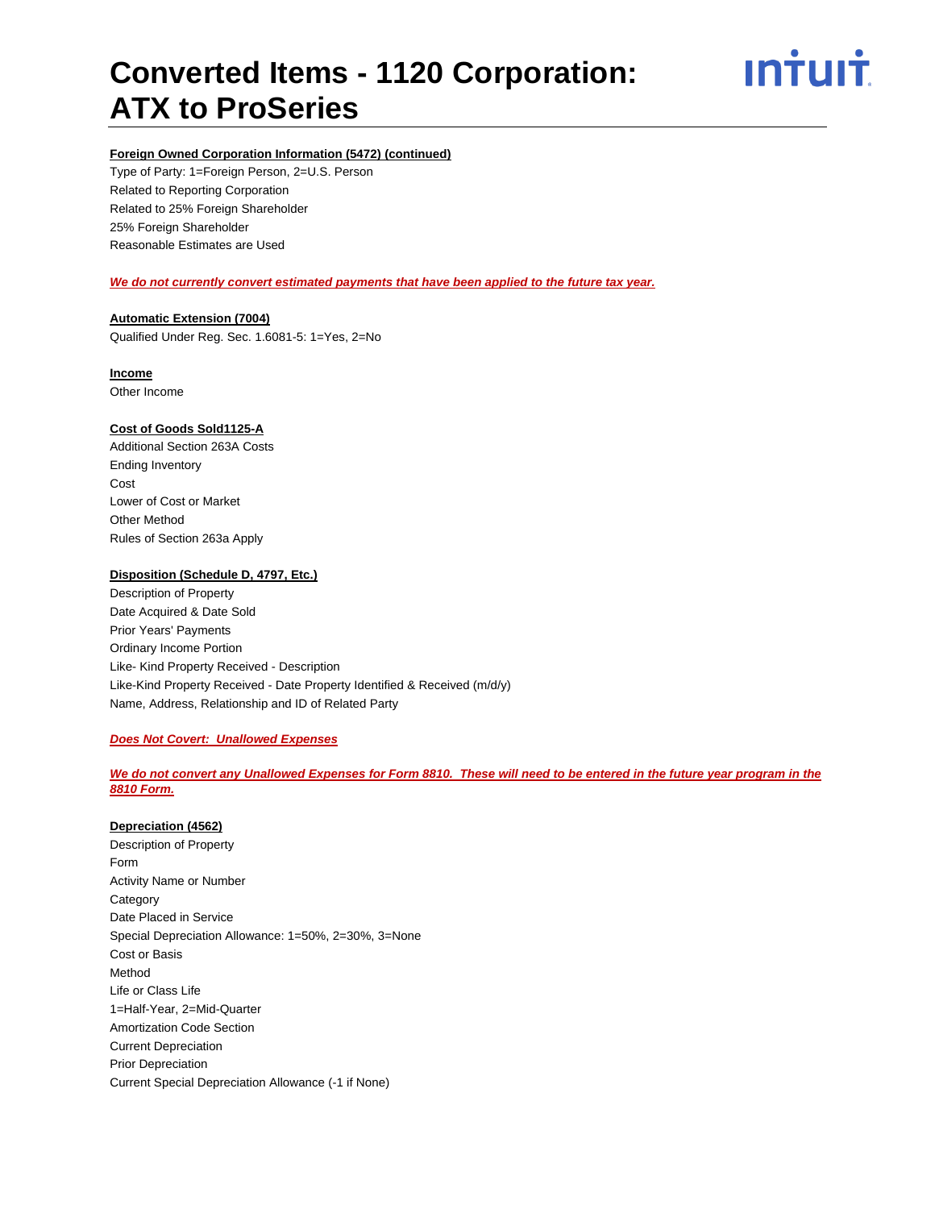# Converted Items - 1120 Corporation: ATX to ProSeries

**Foreign Owned Corporation Information (5472) (continued)**

Type of Party: 1=Foreign Person, 2=U.S. Person
Related to Reporting Corporation
Related to 25% Foreign Shareholder
25% Foreign Shareholder
Reasonable Estimates are Used

***We do not currently convert estimated payments that have been applied to the future tax year.***

**Automatic Extension (7004)**

Qualified Under Reg. Sec. 1.6081-5: 1=Yes, 2=No

**Income**

Other Income

**Cost of Goods Sold1125-A**

Additional Section 263A Costs
Ending Inventory
Cost
Lower of Cost or Market
Other Method
Rules of Section 263a Apply

**Disposition (Schedule D, 4797, Etc.)**

Description of Property
Date Acquired & Date Sold
Prior Years' Payments
Ordinary Income Portion
Like- Kind Property Received - Description
Like-Kind Property Received - Date Property Identified & Received (m/d/y)
Name, Address, Relationship and ID of Related Party

***Does Not Covert: Unallowed Expenses***

***We do not convert any Unallowed Expenses for Form 8810. These will need to be entered in the future year program in the 8810 Form.***

**Depreciation (4562)**

Description of Property
Form
Activity Name or Number
Category
Date Placed in Service
Special Depreciation Allowance: 1=50%, 2=30%, 3=None
Cost or Basis
Method
Life or Class Life
1=Half-Year, 2=Mid-Quarter
Amortization Code Section
Current Depreciation
Prior Depreciation
Current Special Depreciation Allowance (-1 if None)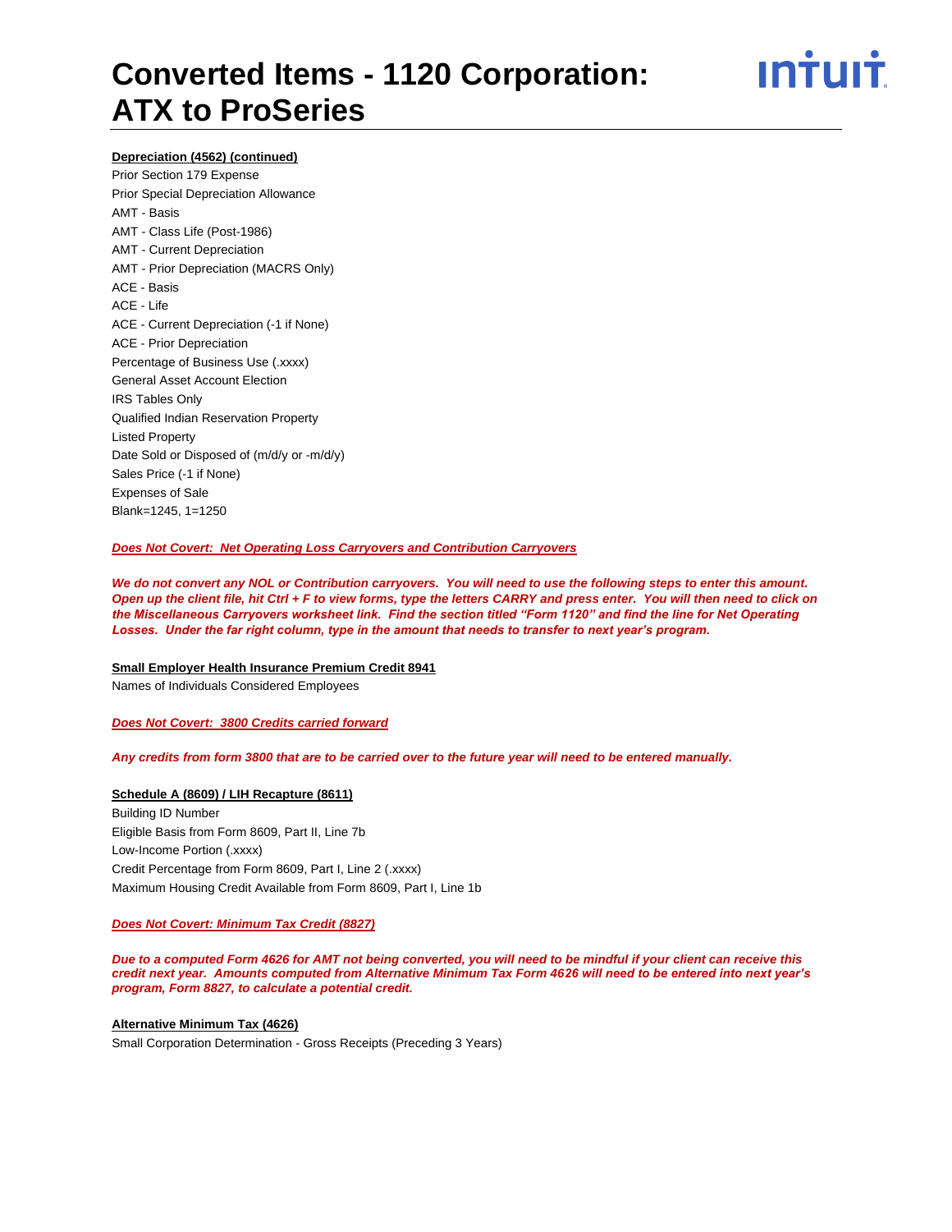**Depreciation (4562) (continued)**

Prior Section 179 Expense
Prior Special Depreciation Allowance
AMT - Basis
AMT - Class Life (Post-1986)
AMT - Current Depreciation
AMT - Prior Depreciation (MACRS Only)
ACE - Basis
ACE - Life
ACE - Current Depreciation (-1 if None)
ACE - Prior Depreciation
Percentage of Business Use (.xxxx)
General Asset Account Election
IRS Tables Only
Qualified Indian Reservation Property
Listed Property
Date Sold or Disposed of (m/d/y or -m/d/y)
Sales Price (-1 if None)
Expenses of Sale
Blank=1245, 1=1250

***Does Not Covert: Net Operating Loss Carryovers and Contribution Carryovers***

***We do not convert any NOL or Contribution carryovers. You will need to use the following steps to enter this amount. Open up the client file, hit Ctrl + F to view forms, type the letters CARRY and press enter. You will then need to click on the Miscellaneous Carryovers worksheet link. Find the section titled "Form 1120" and find the line for Net Operating Losses. Under the far right column, type in the amount that needs to transfer to next year's program.***

**Small Employer Health Insurance Premium Credit 8941**

Names of Individuals Considered Employees

***Does Not Covert: 3800 Credits carried forward***

***Any credits from form 3800 that are to be carried over to the future year will need to be entered manually.***

**Schedule A (8609) / LIH Recapture (8611)**

Building ID Number
Eligible Basis from Form 8609, Part II, Line 7b
Low-Income Portion (.xxxx)
Credit Percentage from Form 8609, Part I, Line 2 (.xxxx)
Maximum Housing Credit Available from Form 8609, Part I, Line 1b

***Does Not Covert: Minimum Tax Credit (8827)***

***Due to a computed Form 4626 for AMT not being converted, you will need to be mindful if your client can receive this credit next year. Amounts computed from Alternative Minimum Tax Form 4626 will need to be entered into next year's program, Form 8827, to calculate a potential credit.***

**Alternative Minimum Tax (4626)**

Small Corporation Determination - Gross Receipts (Preceding 3 Years)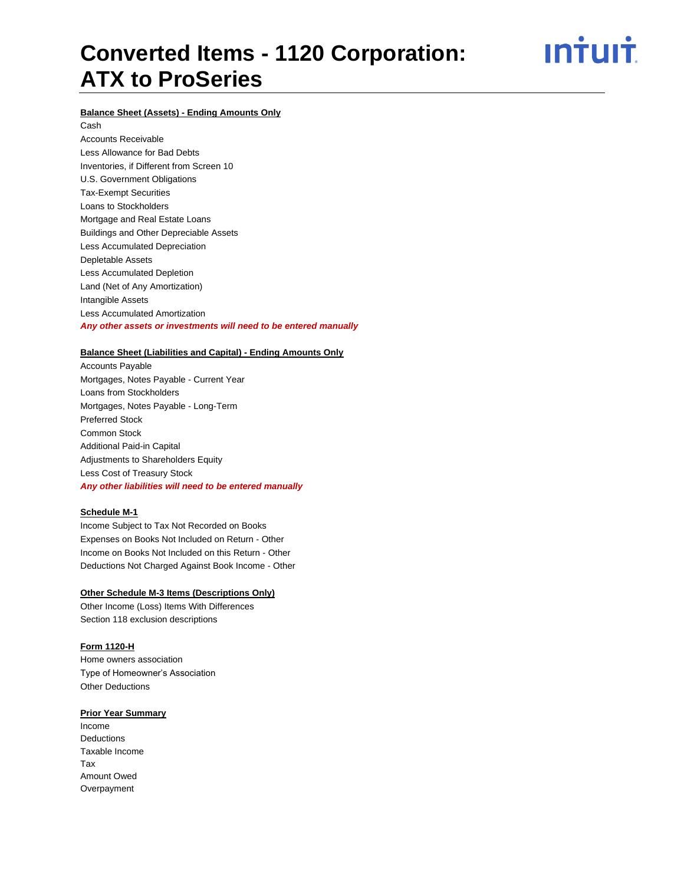# Converted Items - 1120 Corporation: ATX to ProSeries

**Balance Sheet (Assets) - Ending Amounts Only**

Cash
Accounts Receivable
Less Allowance for Bad Debts
Inventories, if Different from Screen 10
U.S. Government Obligations
Tax-Exempt Securities
Loans to Stockholders
Mortgage and Real Estate Loans
Buildings and Other Depreciable Assets
Less Accumulated Depreciation
Depletable Assets
Less Accumulated Depletion
Land (Net of Any Amortization)
Intangible Assets
Less Accumulated Amortization
***Any other assets or investments will need to be entered manually***

**Balance Sheet (Liabilities and Capital) - Ending Amounts Only**

Accounts Payable
Mortgages, Notes Payable - Current Year
Loans from Stockholders
Mortgages, Notes Payable - Long-Term
Preferred Stock
Common Stock
Additional Paid-in Capital
Adjustments to Shareholders Equity
Less Cost of Treasury Stock
***Any other liabilities will need to be entered manually***

**Schedule M-1**

Income Subject to Tax Not Recorded on Books
Expenses on Books Not Included on Return - Other
Income on Books Not Included on this Return - Other
Deductions Not Charged Against Book Income - Other

**Other Schedule M-3 Items (Descriptions Only)**

Other Income (Loss) Items With Differences
Section 118 exclusion descriptions

**Form 1120-H**

Home owners association
Type of Homeowner's Association
Other Deductions

**Prior Year Summary**

Income
Deductions
Taxable Income
Tax
Amount Owed
Overpayment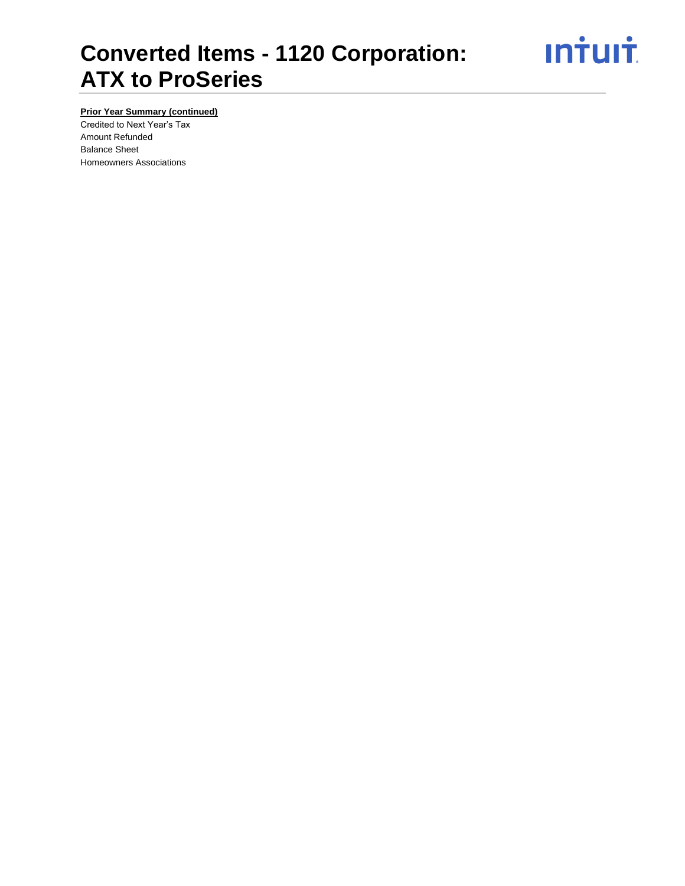# Converted Items - 1120 Corporation: ATX to ProSeries

**Prior Year Summary (continued)**

Credited to Next Year's Tax
Amount Refunded
Balance Sheet
Homeowners Associations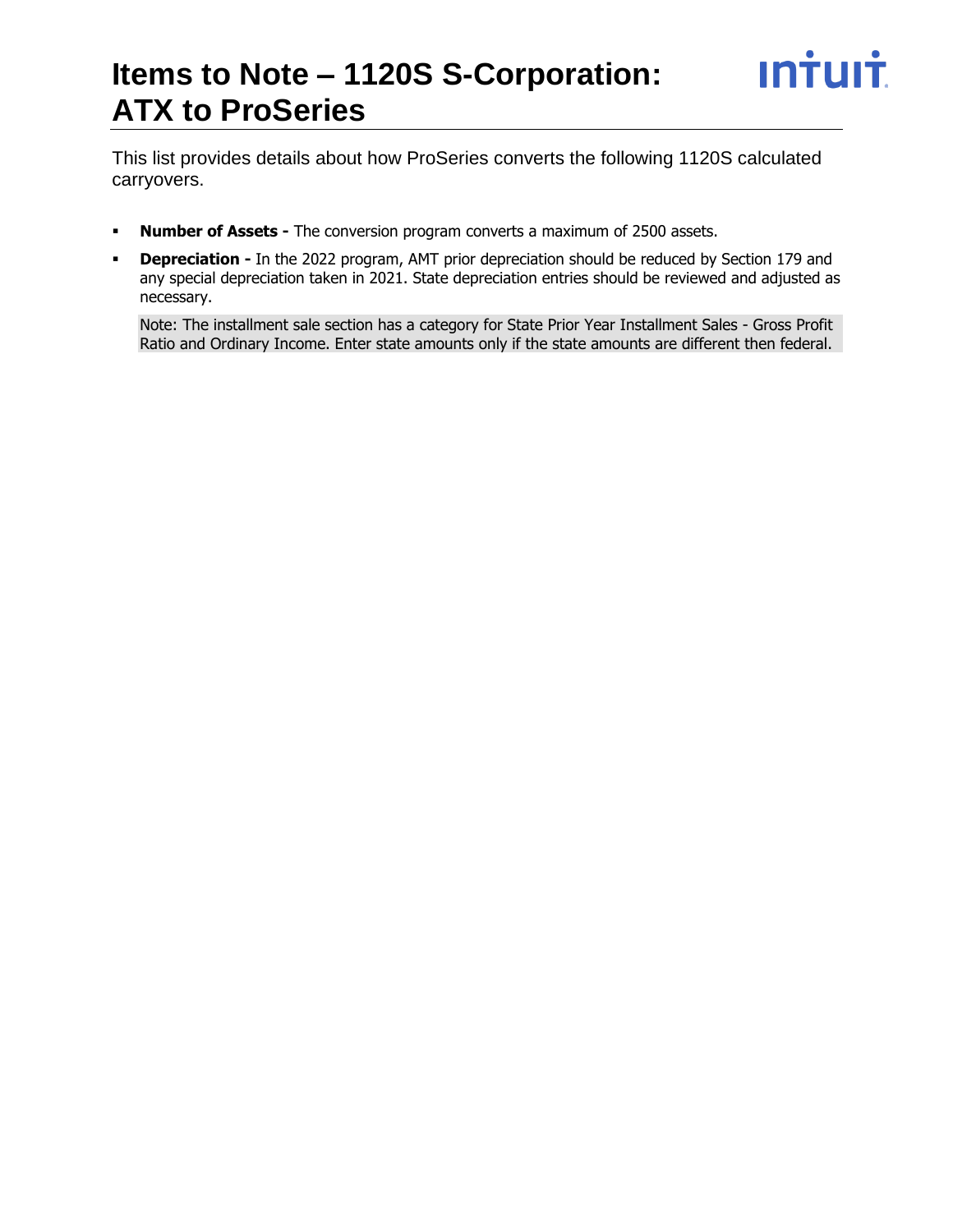# Items to Note – 1120S S-Corporation: ATX to ProSeries

This list provides details about how ProSeries converts the following 1120S calculated carryovers.

- **Number of Assets -** The conversion program converts a maximum of 2500 assets.
- **Depreciation -** In the 2022 program, AMT prior depreciation should be reduced by Section 179 and any special depreciation taken in 2021. State depreciation entries should be reviewed and adjusted as necessary.

  Note: The installment sale section has a category for State Prior Year Installment Sales - Gross Profit Ratio and Ordinary Income. Enter state amounts only if the state amounts are different then federal.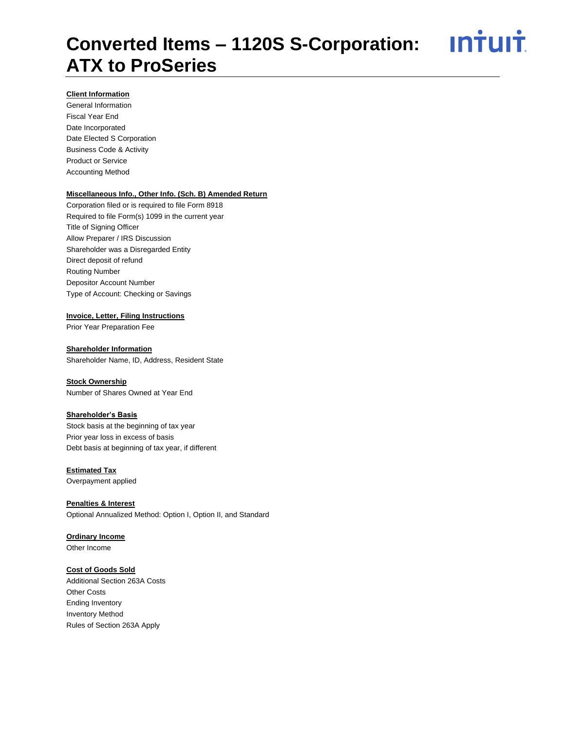# Converted Items – 1120S S-Corporation: ATX to ProSeries

**Client Information**

General Information
Fiscal Year End
Date Incorporated
Date Elected S Corporation
Business Code & Activity
Product or Service
Accounting Method

**Miscellaneous Info., Other Info. (Sch. B) Amended Return**

Corporation filed or is required to file Form 8918
Required to file Form(s) 1099 in the current year
Title of Signing Officer
Allow Preparer / IRS Discussion
Shareholder was a Disregarded Entity
Direct deposit of refund
Routing Number
Depositor Account Number
Type of Account: Checking or Savings

**Invoice, Letter, Filing Instructions**

Prior Year Preparation Fee

**Shareholder Information**

Shareholder Name, ID, Address, Resident State

**Stock Ownership**

Number of Shares Owned at Year End

**Shareholder's Basis**

Stock basis at the beginning of tax year
Prior year loss in excess of basis
Debt basis at beginning of tax year, if different

**Estimated Tax**

Overpayment applied

**Penalties & Interest**

Optional Annualized Method: Option I, Option II, and Standard

**Ordinary Income**

Other Income

**Cost of Goods Sold**

Additional Section 263A Costs
Other Costs
Ending Inventory
Inventory Method
Rules of Section 263A Apply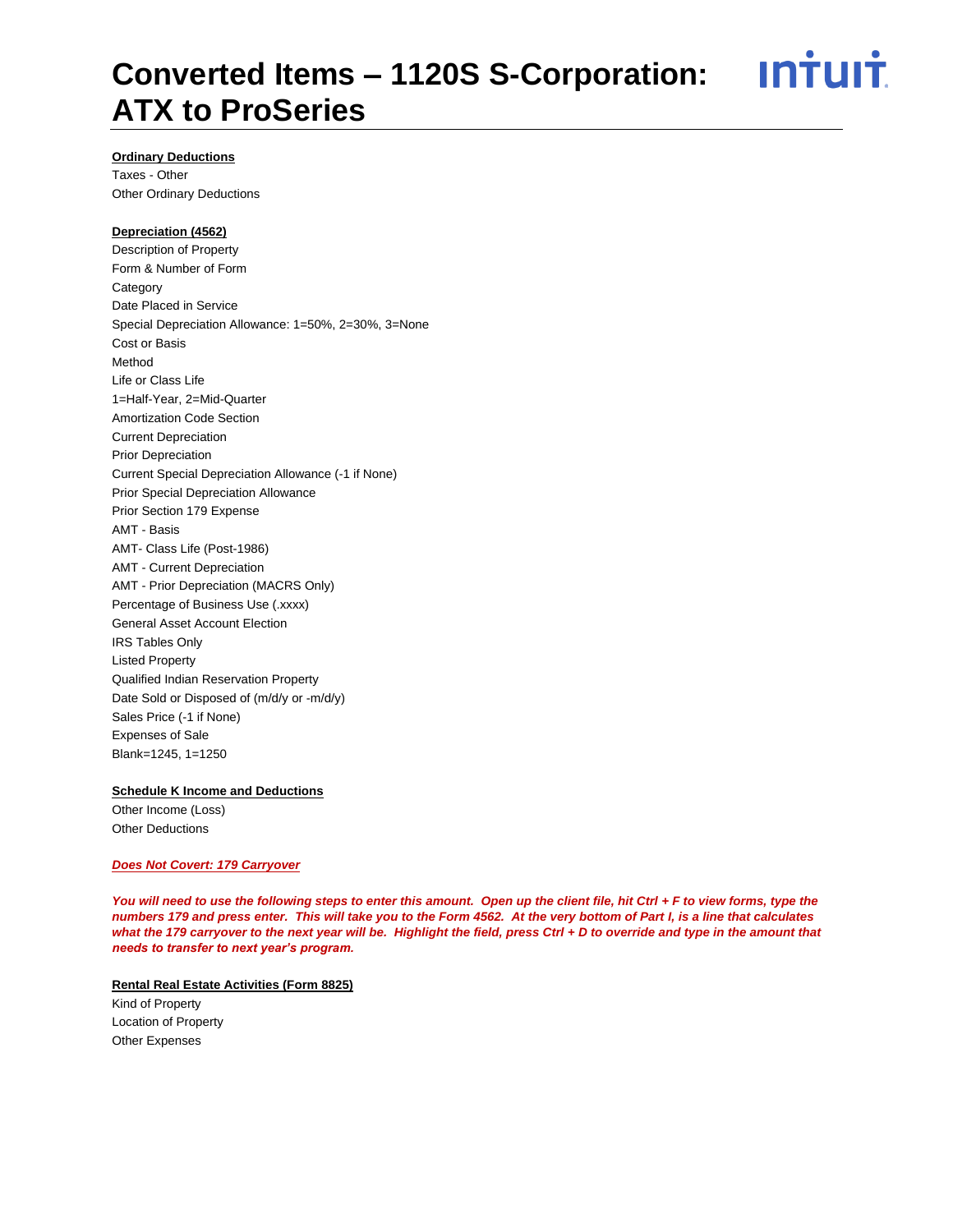# Converted Items – 1120S S-Corporation: ATX to ProSeries

**Ordinary Deductions**

Taxes - Other
Other Ordinary Deductions

**Depreciation (4562)**

Description of Property
Form & Number of Form
Category
Date Placed in Service
Special Depreciation Allowance: 1=50%, 2=30%, 3=None
Cost or Basis
Method
Life or Class Life
1=Half-Year, 2=Mid-Quarter
Amortization Code Section
Current Depreciation
Prior Depreciation
Current Special Depreciation Allowance (-1 if None)
Prior Special Depreciation Allowance
Prior Section 179 Expense
AMT - Basis
AMT- Class Life (Post-1986)
AMT - Current Depreciation
AMT - Prior Depreciation (MACRS Only)
Percentage of Business Use (.xxxx)
General Asset Account Election
IRS Tables Only
Listed Property
Qualified Indian Reservation Property
Date Sold or Disposed of (m/d/y or -m/d/y)
Sales Price (-1 if None)
Expenses of Sale
Blank=1245, 1=1250

**Schedule K Income and Deductions**

Other Income (Loss)
Other Deductions

***Does Not Covert: 179 Carryover***

***You will need to use the following steps to enter this amount. Open up the client file, hit Ctrl + F to view forms, type the numbers 179 and press enter. This will take you to the Form 4562. At the very bottom of Part I, is a line that calculates what the 179 carryover to the next year will be. Highlight the field, press Ctrl + D to override and type in the amount that needs to transfer to next year's program.***

**Rental Real Estate Activities (Form 8825)**

Kind of Property
Location of Property
Other Expenses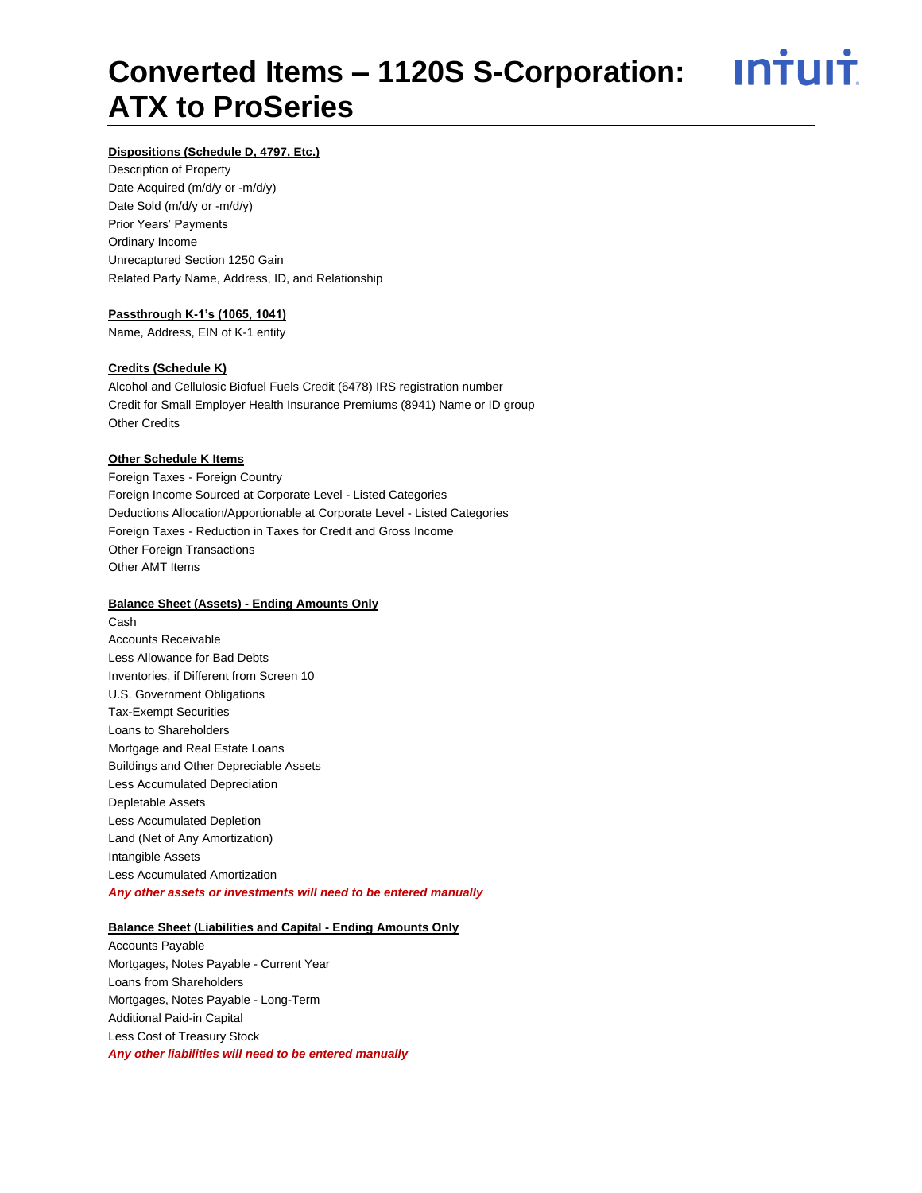# Converted Items – 1120S S-Corporation: ATX to ProSeries

**Dispositions (Schedule D, 4797, Etc.)**

Description of Property
Date Acquired (m/d/y or -m/d/y)
Date Sold (m/d/y or -m/d/y)
Prior Years' Payments
Ordinary Income
Unrecaptured Section 1250 Gain
Related Party Name, Address, ID, and Relationship

**Passthrough K-1's (1065, 1041)**

Name, Address, EIN of K-1 entity

**Credits (Schedule K)**

Alcohol and Cellulosic Biofuel Fuels Credit (6478) IRS registration number
Credit for Small Employer Health Insurance Premiums (8941) Name or ID group
Other Credits

**Other Schedule K Items**

Foreign Taxes - Foreign Country
Foreign Income Sourced at Corporate Level - Listed Categories
Deductions Allocation/Apportionable at Corporate Level - Listed Categories
Foreign Taxes - Reduction in Taxes for Credit and Gross Income
Other Foreign Transactions
Other AMT Items

**Balance Sheet (Assets) - Ending Amounts Only**

Cash
Accounts Receivable
Less Allowance for Bad Debts
Inventories, if Different from Screen 10
U.S. Government Obligations
Tax-Exempt Securities
Loans to Shareholders
Mortgage and Real Estate Loans
Buildings and Other Depreciable Assets
Less Accumulated Depreciation
Depletable Assets
Less Accumulated Depletion
Land (Net of Any Amortization)
Intangible Assets
Less Accumulated Amortization
***Any other assets or investments will need to be entered manually***

**Balance Sheet (Liabilities and Capital - Ending Amounts Only**

Accounts Payable
Mortgages, Notes Payable - Current Year
Loans from Shareholders
Mortgages, Notes Payable - Long-Term
Additional Paid-in Capital
Less Cost of Treasury Stock
***Any other liabilities will need to be entered manually***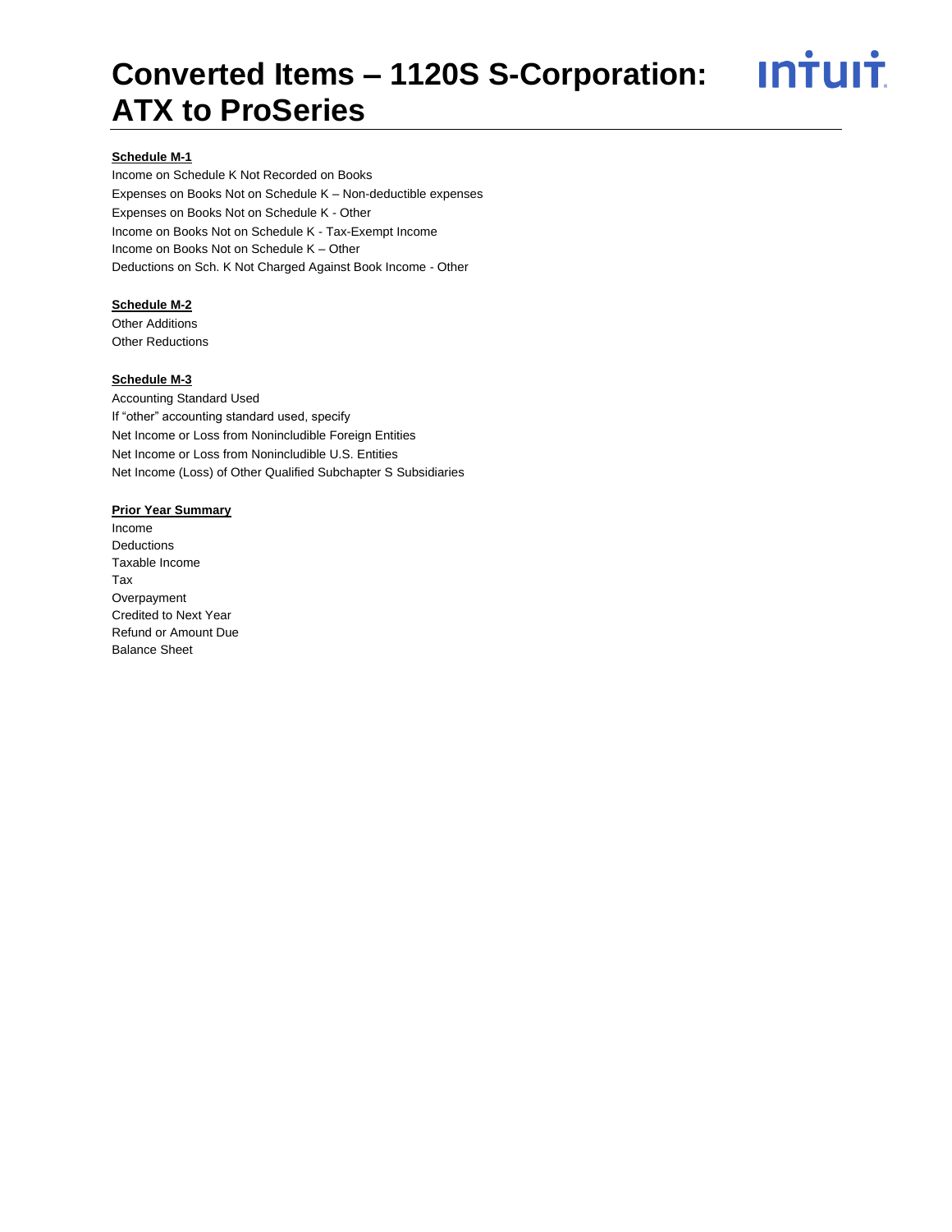# Converted Items – 1120S S-Corporation: ATX to ProSeries

**Schedule M-1**

Income on Schedule K Not Recorded on Books
Expenses on Books Not on Schedule K – Non-deductible expenses
Expenses on Books Not on Schedule K - Other
Income on Books Not on Schedule K - Tax-Exempt Income
Income on Books Not on Schedule K – Other
Deductions on Sch. K Not Charged Against Book Income - Other

**Schedule M-2**

Other Additions
Other Reductions

**Schedule M-3**

Accounting Standard Used
If “other” accounting standard used, specify
Net Income or Loss from Nonincludible Foreign Entities
Net Income or Loss from Nonincludible U.S. Entities
Net Income (Loss) of Other Qualified Subchapter S Subsidiaries

**Prior Year Summary**

Income
Deductions
Taxable Income
Tax
Overpayment
Credited to Next Year
Refund or Amount Due
Balance Sheet